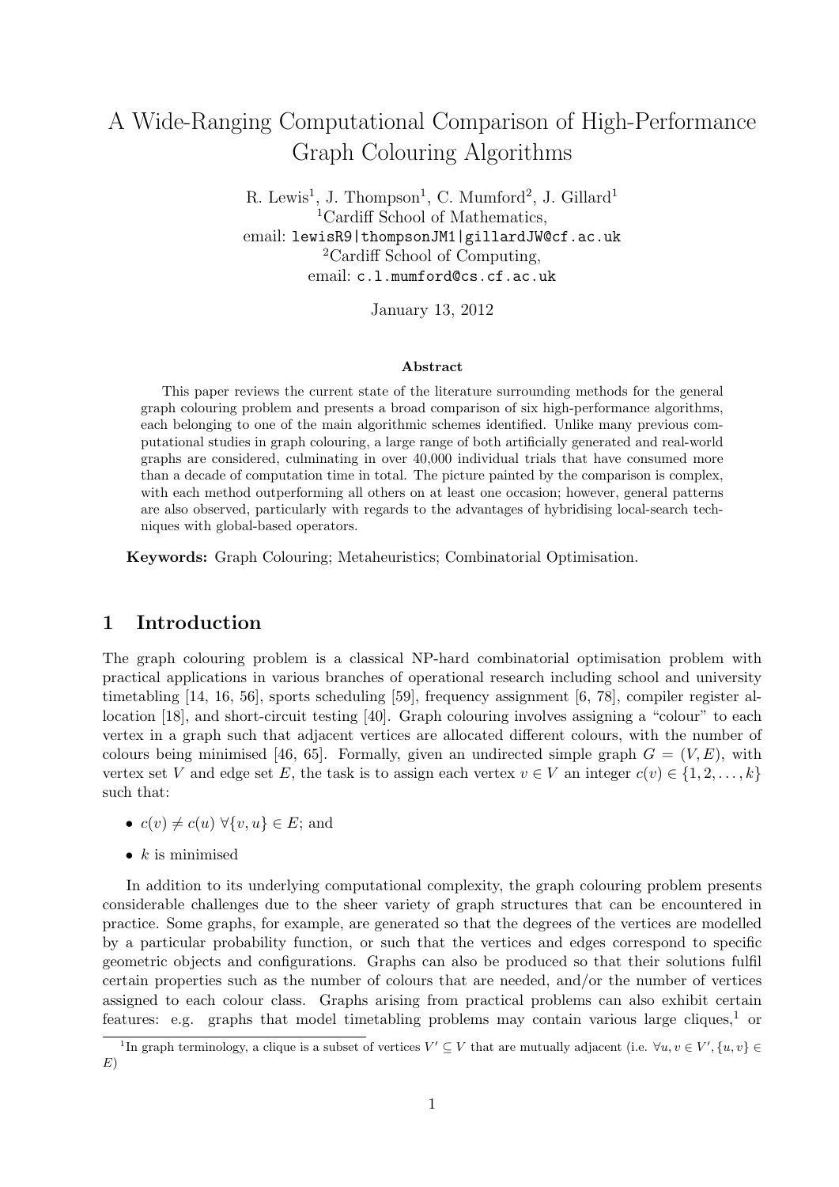# A Wide-Ranging Computational Comparison of High-Performance Graph Colouring Algorithms

R. Lewis[1], J. Thompson[1], C. Mumford[2], J. Gillard[1]

[1]Cardiff School of Mathematics,
email: lewisR9|thompsonJM1|gillardJW@cf.ac.uk

[2]Cardiff School of Computing,
email: c.l.mumford@cs.cf.ac.uk

January 13, 2012

### Abstract

This paper reviews the current state of the literature surrounding methods for the general graph colouring problem and presents a broad comparison of six high-performance algorithms, each belonging to one of the main algorithmic schemes identified. Unlike many previous computational studies in graph colouring, a large range of both artificially generated and real-world graphs are considered, culminating in over 40,000 individual trials that have consumed more than a decade of computation time in total. The picture painted by the comparison is complex, with each method outperforming all others on at least one occasion; however, general patterns are also observed, particularly with regards to the advantages of hybridising local-search techniques with global-based operators.

**Keywords:** Graph Colouring; Metaheuristics; Combinatorial Optimisation.

## 1 Introduction

The graph colouring problem is a classical NP-hard combinatorial optimisation problem with practical applications in various branches of operational research including school and university timetabling [14, 16, 56], sports scheduling [59], frequency assignment [6, 78], compiler register allocation [18], and short-circuit testing [40]. Graph colouring involves assigning a "colour" to each vertex in a graph such that adjacent vertices are allocated different colours, with the number of colours being minimised [46, 65]. Formally, given an undirected simple graph $G = (V, E)$, with vertex set $V$ and edge set $E$, the task is to assign each vertex $v \in V$ an integer $c(v) \in \{1, 2, \ldots, k\}$ such that:

- $c(v) \neq c(u)\ \forall \{v, u\} \in E$; and
- $k$ is minimised

In addition to its underlying computational complexity, the graph colouring problem presents considerable challenges due to the sheer variety of graph structures that can be encountered in practice. Some graphs, for example, are generated so that the degrees of the vertices are modelled by a particular probability function, or such that the vertices and edges correspond to specific geometric objects and configurations. Graphs can also be produced so that their solutions fulfil certain properties such as the number of colours that are needed, and/or the number of vertices assigned to each colour class. Graphs arising from practical problems can also exhibit certain features: e.g. graphs that model timetabling problems may contain various large cliques,[1] or

[1]In graph terminology, a clique is a subset of vertices $V' \subseteq V$ that are mutually adjacent (i.e. $\forall u, v \in V', \{u, v\} \in E$)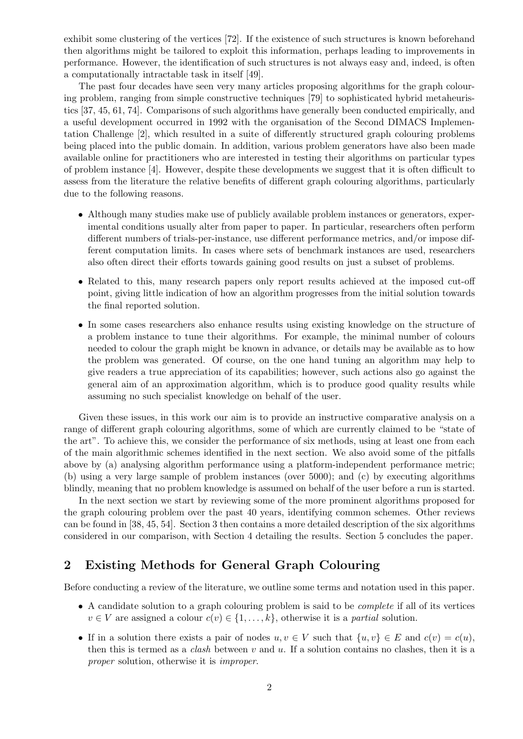exhibit some clustering of the vertices [72]. If the existence of such structures is known beforehand then algorithms might be tailored to exploit this information, perhaps leading to improvements in performance. However, the identification of such structures is not always easy and, indeed, is often a computationally intractable task in itself [49].

The past four decades have seen very many articles proposing algorithms for the graph colouring problem, ranging from simple constructive techniques [79] to sophisticated hybrid metaheuristics [37, 45, 61, 74]. Comparisons of such algorithms have generally been conducted empirically, and a useful development occurred in 1992 with the organisation of the Second DIMACS Implementation Challenge [2], which resulted in a suite of differently structured graph colouring problems being placed into the public domain. In addition, various problem generators have also been made available online for practitioners who are interested in testing their algorithms on particular types of problem instance [4]. However, despite these developments we suggest that it is often difficult to assess from the literature the relative benefits of different graph colouring algorithms, particularly due to the following reasons.

- Although many studies make use of publicly available problem instances or generators, experimental conditions usually alter from paper to paper. In particular, researchers often perform different numbers of trials-per-instance, use different performance metrics, and/or impose different computation limits. In cases where sets of benchmark instances are used, researchers also often direct their efforts towards gaining good results on just a subset of problems.
- Related to this, many research papers only report results achieved at the imposed cut-off point, giving little indication of how an algorithm progresses from the initial solution towards the final reported solution.
- In some cases researchers also enhance results using existing knowledge on the structure of a problem instance to tune their algorithms. For example, the minimal number of colours needed to colour the graph might be known in advance, or details may be available as to how the problem was generated. Of course, on the one hand tuning an algorithm may help to give readers a true appreciation of its capabilities; however, such actions also go against the general aim of an approximation algorithm, which is to produce good quality results while assuming no such specialist knowledge on behalf of the user.

Given these issues, in this work our aim is to provide an instructive comparative analysis on a range of different graph colouring algorithms, some of which are currently claimed to be "state of the art". To achieve this, we consider the performance of six methods, using at least one from each of the main algorithmic schemes identified in the next section. We also avoid some of the pitfalls above by (a) analysing algorithm performance using a platform-independent performance metric; (b) using a very large sample of problem instances (over 5000); and (c) by executing algorithms blindly, meaning that no problem knowledge is assumed on behalf of the user before a run is started.

In the next section we start by reviewing some of the more prominent algorithms proposed for the graph colouring problem over the past 40 years, identifying common schemes. Other reviews can be found in [38, 45, 54]. Section 3 then contains a more detailed description of the six algorithms considered in our comparison, with Section 4 detailing the results. Section 5 concludes the paper.

## 2 Existing Methods for General Graph Colouring

Before conducting a review of the literature, we outline some terms and notation used in this paper.

- A candidate solution to a graph colouring problem is said to be *complete* if all of its vertices $v \in V$ are assigned a colour $c(v) \in \{1, \ldots, k\}$, otherwise it is a *partial* solution.
- If in a solution there exists a pair of nodes $u, v \in V$ such that $\{u, v\} \in E$ and $c(v) = c(u)$, then this is termed as a *clash* between $v$ and $u$. If a solution contains no clashes, then it is a *proper* solution, otherwise it is *improper*.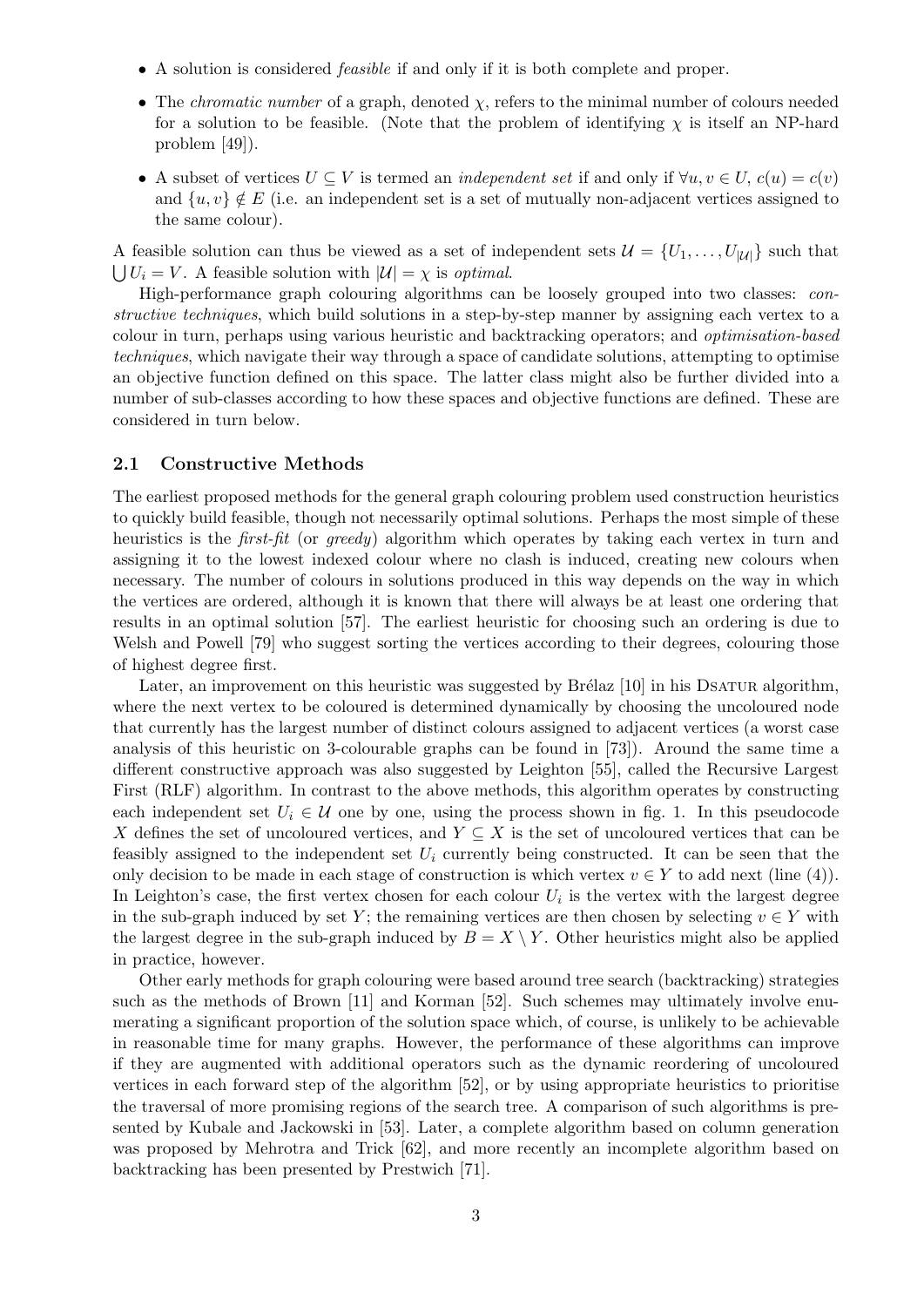- A solution is considered *feasible* if and only if it is both complete and proper.
- The *chromatic number* of a graph, denoted $\chi$, refers to the minimal number of colours needed for a solution to be feasible. (Note that the problem of identifying $\chi$ is itself an NP-hard problem [49]).
- A subset of vertices $U \subseteq V$ is termed an *independent set* if and only if $\forall u, v \in U$, $c(u) = c(v)$ and $\{u, v\} \notin E$ (i.e. an independent set is a set of mutually non-adjacent vertices assigned to the same colour).

A feasible solution can thus be viewed as a set of independent sets $\mathcal{U} = \{U_1, \ldots, U_{|\mathcal{U}|}\}$ such that $\bigcup U_i = V$. A feasible solution with $|\mathcal{U}| = \chi$ is *optimal*.

High-performance graph colouring algorithms can be loosely grouped into two classes: *constructive techniques*, which build solutions in a step-by-step manner by assigning each vertex to a colour in turn, perhaps using various heuristic and backtracking operators; and *optimisation-based techniques*, which navigate their way through a space of candidate solutions, attempting to optimise an objective function defined on this space. The latter class might also be further divided into a number of sub-classes according to how these spaces and objective functions are defined. These are considered in turn below.

### 2.1 Constructive Methods

The earliest proposed methods for the general graph colouring problem used construction heuristics to quickly build feasible, though not necessarily optimal solutions. Perhaps the most simple of these heuristics is the *first-fit* (or *greedy*) algorithm which operates by taking each vertex in turn and assigning it to the lowest indexed colour where no clash is induced, creating new colours when necessary. The number of colours in solutions produced in this way depends on the way in which the vertices are ordered, although it is known that there will always be at least one ordering that results in an optimal solution [57]. The earliest heuristic for choosing such an ordering is due to Welsh and Powell [79] who suggest sorting the vertices according to their degrees, colouring those of highest degree first.

Later, an improvement on this heuristic was suggested by Brélaz [10] in his DSATUR algorithm, where the next vertex to be coloured is determined dynamically by choosing the uncoloured node that currently has the largest number of distinct colours assigned to adjacent vertices (a worst case analysis of this heuristic on 3-colourable graphs can be found in [73]). Around the same time a different constructive approach was also suggested by Leighton [55], called the Recursive Largest First (RLF) algorithm. In contrast to the above methods, this algorithm operates by constructing each independent set $U_i \in \mathcal{U}$ one by one, using the process shown in fig. 1. In this pseudocode $X$ defines the set of uncoloured vertices, and $Y \subseteq X$ is the set of uncoloured vertices that can be feasibly assigned to the independent set $U_i$ currently being constructed. It can be seen that the only decision to be made in each stage of construction is which vertex $v \in Y$ to add next (line (4)). In Leighton's case, the first vertex chosen for each colour $U_i$ is the vertex with the largest degree in the sub-graph induced by set $Y$; the remaining vertices are then chosen by selecting $v \in Y$ with the largest degree in the sub-graph induced by $B = X \setminus Y$. Other heuristics might also be applied in practice, however.

Other early methods for graph colouring were based around tree search (backtracking) strategies such as the methods of Brown [11] and Korman [52]. Such schemes may ultimately involve enumerating a significant proportion of the solution space which, of course, is unlikely to be achievable in reasonable time for many graphs. However, the performance of these algorithms can improve if they are augmented with additional operators such as the dynamic reordering of uncoloured vertices in each forward step of the algorithm [52], or by using appropriate heuristics to prioritise the traversal of more promising regions of the search tree. A comparison of such algorithms is presented by Kubale and Jackowski in [53]. Later, a complete algorithm based on column generation was proposed by Mehrotra and Trick [62], and more recently an incomplete algorithm based on backtracking has been presented by Prestwich [71].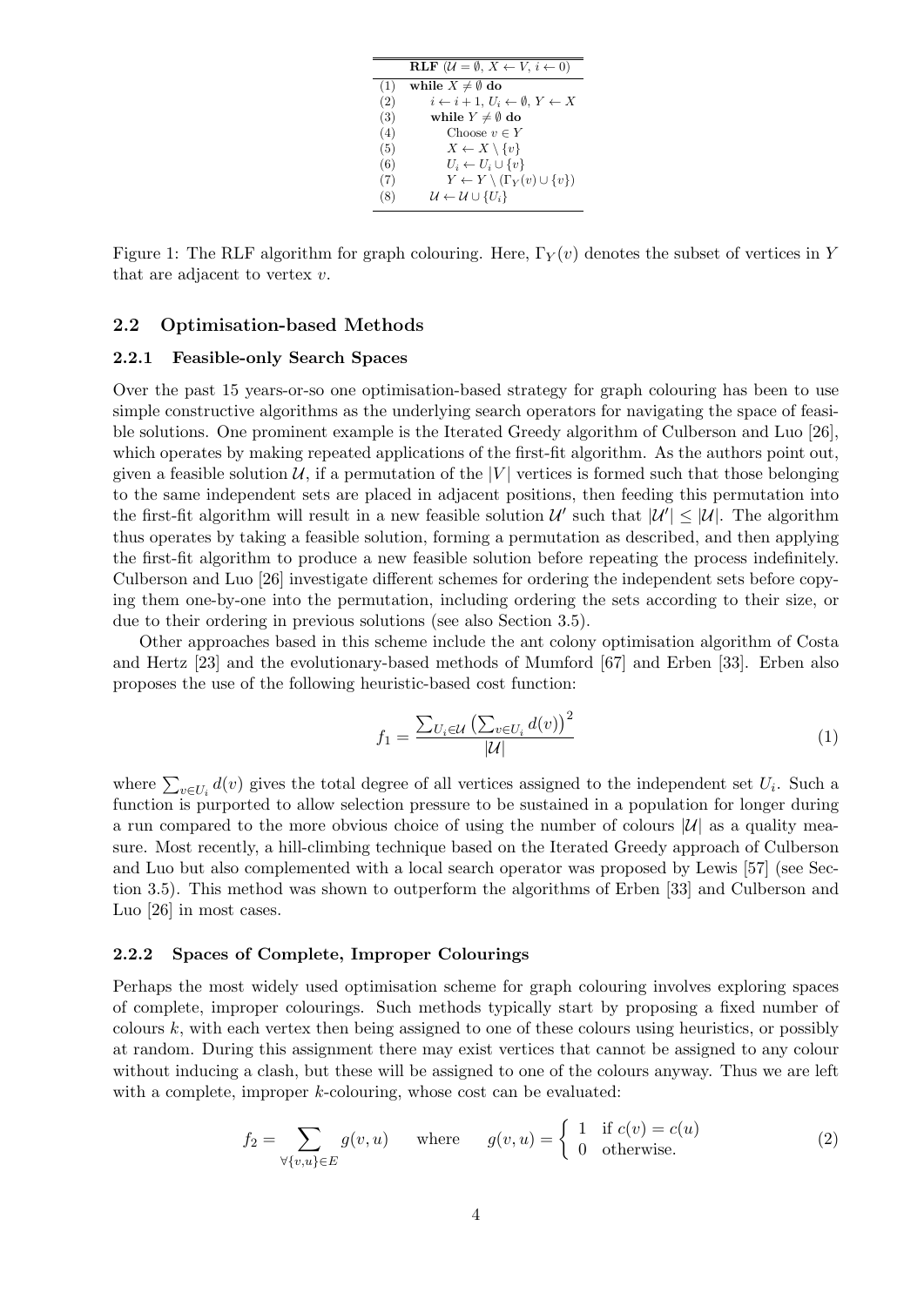| | **RLF** ($\mathcal{U} = \emptyset$, $X \leftarrow V$, $i \leftarrow 0$) |
|---|---|
| (1) | **while** $X \neq \emptyset$ **do** |
| (2) | $\quad i \leftarrow i+1$, $U_i \leftarrow \emptyset$, $Y \leftarrow X$ |
| (3) | $\quad$ **while** $Y \neq \emptyset$ **do** |
| (4) | $\quad\quad$ Choose $v \in Y$ |
| (5) | $\quad\quad X \leftarrow X \setminus \{v\}$ |
| (6) | $\quad\quad U_i \leftarrow U_i \cup \{v\}$ |
| (7) | $\quad\quad Y \leftarrow Y \setminus (\Gamma_Y(v) \cup \{v\})$ |
| (8) | $\quad \mathcal{U} \leftarrow \mathcal{U} \cup \{U_i\}$ |

Figure 1: The RLF algorithm for graph colouring. Here, $\Gamma_Y(v)$ denotes the subset of vertices in $Y$ that are adjacent to vertex $v$.

### 2.2 Optimisation-based Methods

#### 2.2.1 Feasible-only Search Spaces

Over the past 15 years-or-so one optimisation-based strategy for graph colouring has been to use simple constructive algorithms as the underlying search operators for navigating the space of feasible solutions. One prominent example is the Iterated Greedy algorithm of Culberson and Luo [26], which operates by making repeated applications of the first-fit algorithm. As the authors point out, given a feasible solution $\mathcal{U}$, if a permutation of the $|V|$ vertices is formed such that those belonging to the same independent sets are placed in adjacent positions, then feeding this permutation into the first-fit algorithm will result in a new feasible solution $\mathcal{U}'$ such that $|\mathcal{U}'| \leq |\mathcal{U}|$. The algorithm thus operates by taking a feasible solution, forming a permutation as described, and then applying the first-fit algorithm to produce a new feasible solution before repeating the process indefinitely. Culberson and Luo [26] investigate different schemes for ordering the independent sets before copying them one-by-one into the permutation, including ordering the sets according to their size, or due to their ordering in previous solutions (see also Section 3.5).

Other approaches based in this scheme include the ant colony optimisation algorithm of Costa and Hertz [23] and the evolutionary-based methods of Mumford [67] and Erben [33]. Erben also proposes the use of the following heuristic-based cost function:

$$f_1 = \frac{\sum_{U_i \in \mathcal{U}} \left(\sum_{v \in U_i} d(v)\right)^2}{|\mathcal{U}|} \tag{1}$$

where $\sum_{v \in U_i} d(v)$ gives the total degree of all vertices assigned to the independent set $U_i$. Such a function is purported to allow selection pressure to be sustained in a population for longer during a run compared to the more obvious choice of using the number of colours $|\mathcal{U}|$ as a quality measure. Most recently, a hill-climbing technique based on the Iterated Greedy approach of Culberson and Luo but also complemented with a local search operator was proposed by Lewis [57] (see Section 3.5). This method was shown to outperform the algorithms of Erben [33] and Culberson and Luo [26] in most cases.

#### 2.2.2 Spaces of Complete, Improper Colourings

Perhaps the most widely used optimisation scheme for graph colouring involves exploring spaces of complete, improper colourings. Such methods typically start by proposing a fixed number of colours $k$, with each vertex then being assigned to one of these colours using heuristics, or possibly at random. During this assignment there may exist vertices that cannot be assigned to any colour without inducing a clash, but these will be assigned to one of the colours anyway. Thus we are left with a complete, improper $k$-colouring, whose cost can be evaluated:

$$f_2 = \sum_{\forall \{v,u\} \in E} g(v,u) \quad \text{where} \quad g(v,u) = \begin{cases} 1 & \text{if } c(v) = c(u) \\ 0 & \text{otherwise.} \end{cases} \tag{2}$$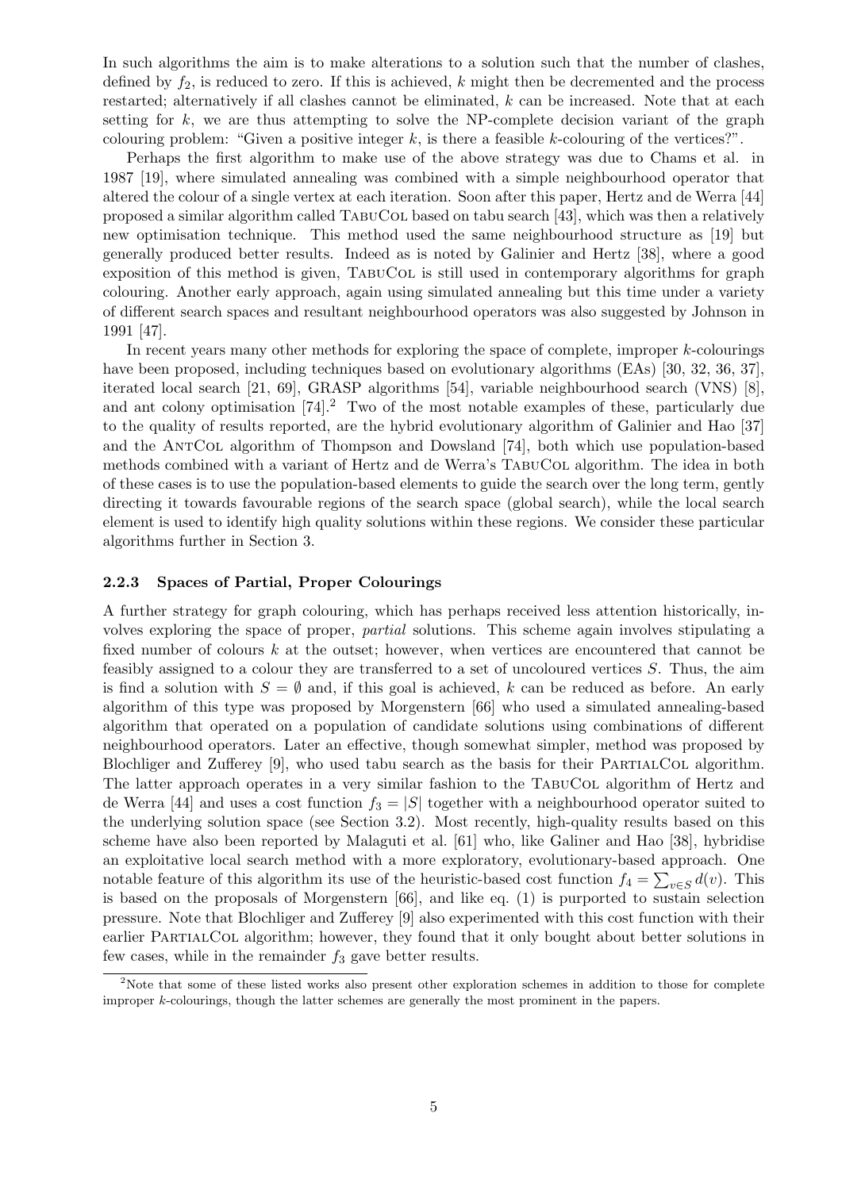In such algorithms the aim is to make alterations to a solution such that the number of clashes, defined by $f_2$, is reduced to zero. If this is achieved, $k$ might then be decremented and the process restarted; alternatively if all clashes cannot be eliminated, $k$ can be increased. Note that at each setting for $k$, we are thus attempting to solve the NP-complete decision variant of the graph colouring problem: "Given a positive integer $k$, is there a feasible $k$-colouring of the vertices?".

Perhaps the first algorithm to make use of the above strategy was due to Chams et al. in 1987 [19], where simulated annealing was combined with a simple neighbourhood operator that altered the colour of a single vertex at each iteration. Soon after this paper, Hertz and de Werra [44] proposed a similar algorithm called TabuCol based on tabu search [43], which was then a relatively new optimisation technique. This method used the same neighbourhood structure as [19] but generally produced better results. Indeed as is noted by Galinier and Hertz [38], where a good exposition of this method is given, TabuCol is still used in contemporary algorithms for graph colouring. Another early approach, again using simulated annealing but this time under a variety of different search spaces and resultant neighbourhood operators was also suggested by Johnson in 1991 [47].

In recent years many other methods for exploring the space of complete, improper $k$-colourings have been proposed, including techniques based on evolutionary algorithms (EAs) [30, 32, 36, 37], iterated local search [21, 69], GRASP algorithms [54], variable neighbourhood search (VNS) [8], and ant colony optimisation [74].[2] Two of the most notable examples of these, particularly due to the quality of results reported, are the hybrid evolutionary algorithm of Galinier and Hao [37] and the AntCol algorithm of Thompson and Dowsland [74], both which use population-based methods combined with a variant of Hertz and de Werra's TabuCol algorithm. The idea in both of these cases is to use the population-based elements to guide the search over the long term, gently directing it towards favourable regions of the search space (global search), while the local search element is used to identify high quality solutions within these regions. We consider these particular algorithms further in Section 3.

### 2.2.3 Spaces of Partial, Proper Colourings

A further strategy for graph colouring, which has perhaps received less attention historically, involves exploring the space of proper, *partial* solutions. This scheme again involves stipulating a fixed number of colours $k$ at the outset; however, when vertices are encountered that cannot be feasibly assigned to a colour they are transferred to a set of uncoloured vertices $S$. Thus, the aim is find a solution with $S = \emptyset$ and, if this goal is achieved, $k$ can be reduced as before. An early algorithm of this type was proposed by Morgenstern [66] who used a simulated annealing-based algorithm that operated on a population of candidate solutions using combinations of different neighbourhood operators. Later an effective, though somewhat simpler, method was proposed by Blochliger and Zufferey [9], who used tabu search as the basis for their PartialCol algorithm. The latter approach operates in a very similar fashion to the TabuCol algorithm of Hertz and de Werra [44] and uses a cost function $f_3 = |S|$ together with a neighbourhood operator suited to the underlying solution space (see Section 3.2). Most recently, high-quality results based on this scheme have also been reported by Malaguti et al. [61] who, like Galiner and Hao [38], hybridise an exploitative local search method with a more exploratory, evolutionary-based approach. One notable feature of this algorithm its use of the heuristic-based cost function $f_4 = \sum_{v \in S} d(v)$. This is based on the proposals of Morgenstern [66], and like eq. (1) is purported to sustain selection pressure. Note that Blochliger and Zufferey [9] also experimented with this cost function with their earlier PartialCol algorithm; however, they found that it only bought about better solutions in few cases, while in the remainder $f_3$ gave better results.

[2] Note that some of these listed works also present other exploration schemes in addition to those for complete improper $k$-colourings, though the latter schemes are generally the most prominent in the papers.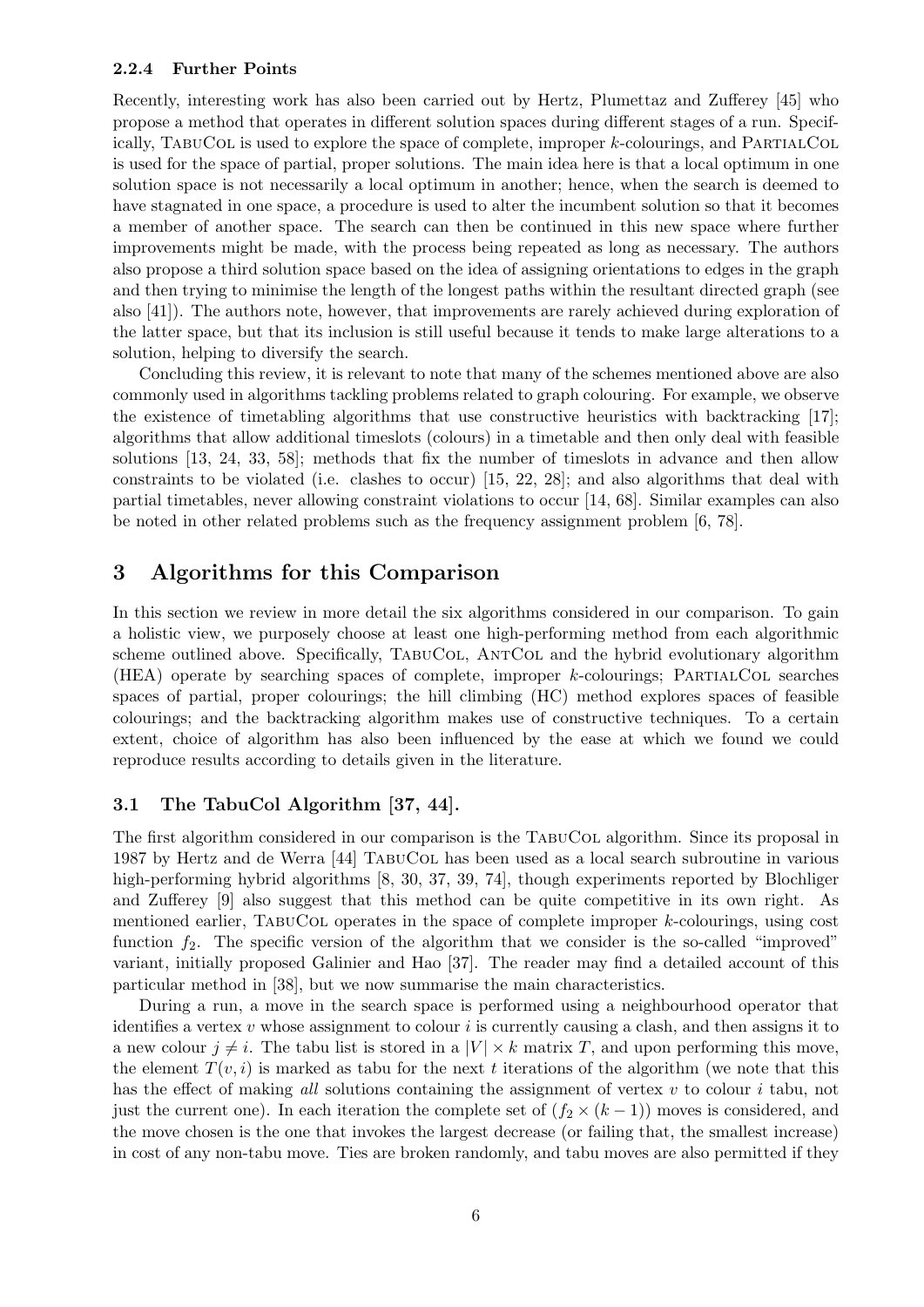#### 2.2.4 Further Points

Recently, interesting work has also been carried out by Hertz, Plumettaz and Zufferey [45] who propose a method that operates in different solution spaces during different stages of a run. Specifically, TabuCol is used to explore the space of complete, improper $k$-colourings, and PartialCol is used for the space of partial, proper solutions. The main idea here is that a local optimum in one solution space is not necessarily a local optimum in another; hence, when the search is deemed to have stagnated in one space, a procedure is used to alter the incumbent solution so that it becomes a member of another space. The search can then be continued in this new space where further improvements might be made, with the process being repeated as long as necessary. The authors also propose a third solution space based on the idea of assigning orientations to edges in the graph and then trying to minimise the length of the longest paths within the resultant directed graph (see also [41]). The authors note, however, that improvements are rarely achieved during exploration of the latter space, but that its inclusion is still useful because it tends to make large alterations to a solution, helping to diversify the search.

Concluding this review, it is relevant to note that many of the schemes mentioned above are also commonly used in algorithms tackling problems related to graph colouring. For example, we observe the existence of timetabling algorithms that use constructive heuristics with backtracking [17]; algorithms that allow additional timeslots (colours) in a timetable and then only deal with feasible solutions [13, 24, 33, 58]; methods that fix the number of timeslots in advance and then allow constraints to be violated (i.e. clashes to occur) [15, 22, 28]; and also algorithms that deal with partial timetables, never allowing constraint violations to occur [14, 68]. Similar examples can also be noted in other related problems such as the frequency assignment problem [6, 78].

## 3 Algorithms for this Comparison

In this section we review in more detail the six algorithms considered in our comparison. To gain a holistic view, we purposely choose at least one high-performing method from each algorithmic scheme outlined above. Specifically, TabuCol, AntCol and the hybrid evolutionary algorithm (HEA) operate by searching spaces of complete, improper $k$-colourings; PartialCol searches spaces of partial, proper colourings; the hill climbing (HC) method explores spaces of feasible colourings; and the backtracking algorithm makes use of constructive techniques. To a certain extent, choice of algorithm has also been influenced by the ease at which we found we could reproduce results according to details given in the literature.

### 3.1 The TabuCol Algorithm [37, 44].

The first algorithm considered in our comparison is the TabuCol algorithm. Since its proposal in 1987 by Hertz and de Werra [44] TabuCol has been used as a local search subroutine in various high-performing hybrid algorithms [8, 30, 37, 39, 74], though experiments reported by Blochliger and Zufferey [9] also suggest that this method can be quite competitive in its own right. As mentioned earlier, TabuCol operates in the space of complete improper $k$-colourings, using cost function $f_2$. The specific version of the algorithm that we consider is the so-called "improved" variant, initially proposed Galinier and Hao [37]. The reader may find a detailed account of this particular method in [38], but we now summarise the main characteristics.

During a run, a move in the search space is performed using a neighbourhood operator that identifies a vertex $v$ whose assignment to colour $i$ is currently causing a clash, and then assigns it to a new colour $j \neq i$. The tabu list is stored in a $|V| \times k$ matrix $T$, and upon performing this move, the element $T(v, i)$ is marked as tabu for the next $t$ iterations of the algorithm (we note that this has the effect of making *all* solutions containing the assignment of vertex $v$ to colour $i$ tabu, not just the current one). In each iteration the complete set of $(f_2 \times (k-1))$ moves is considered, and the move chosen is the one that invokes the largest decrease (or failing that, the smallest increase) in cost of any non-tabu move. Ties are broken randomly, and tabu moves are also permitted if they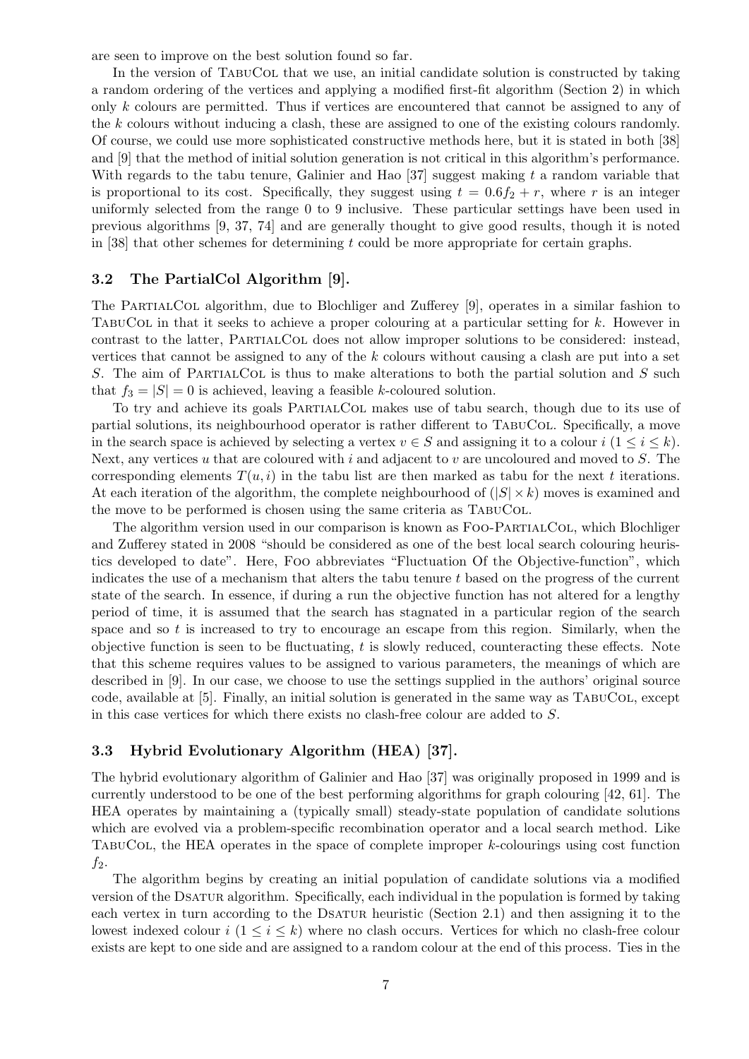are seen to improve on the best solution found so far.

In the version of TabuCol that we use, an initial candidate solution is constructed by taking a random ordering of the vertices and applying a modified first-fit algorithm (Section 2) in which only $k$ colours are permitted. Thus if vertices are encountered that cannot be assigned to any of the $k$ colours without inducing a clash, these are assigned to one of the existing colours randomly. Of course, we could use more sophisticated constructive methods here, but it is stated in both [38] and [9] that the method of initial solution generation is not critical in this algorithm's performance. With regards to the tabu tenure, Galinier and Hao [37] suggest making $t$ a random variable that is proportional to its cost. Specifically, they suggest using $t = 0.6f_2 + r$, where $r$ is an integer uniformly selected from the range 0 to 9 inclusive. These particular settings have been used in previous algorithms [9, 37, 74] and are generally thought to give good results, though it is noted in [38] that other schemes for determining $t$ could be more appropriate for certain graphs.

### 3.2 The PartialCol Algorithm [9].

The PartialCol algorithm, due to Blochliger and Zufferey [9], operates in a similar fashion to TabuCol in that it seeks to achieve a proper colouring at a particular setting for $k$. However in contrast to the latter, PartialCol does not allow improper solutions to be considered: instead, vertices that cannot be assigned to any of the $k$ colours without causing a clash are put into a set $S$. The aim of PartialCol is thus to make alterations to both the partial solution and $S$ such that $f_3 = |S| = 0$ is achieved, leaving a feasible $k$-coloured solution.

To try and achieve its goals PartialCol makes use of tabu search, though due to its use of partial solutions, its neighbourhood operator is rather different to TabuCol. Specifically, a move in the search space is achieved by selecting a vertex $v \in S$ and assigning it to a colour $i$ $(1 \leq i \leq k)$. Next, any vertices $u$ that are coloured with $i$ and adjacent to $v$ are uncoloured and moved to $S$. The corresponding elements $T(u, i)$ in the tabu list are then marked as tabu for the next $t$ iterations. At each iteration of the algorithm, the complete neighbourhood of $(|S| \times k)$ moves is examined and the move to be performed is chosen using the same criteria as TabuCol.

The algorithm version used in our comparison is known as Foo-PartialCol, which Blochliger and Zufferey stated in 2008 "should be considered as one of the best local search colouring heuristics developed to date". Here, Foo abbreviates "Fluctuation Of the Objective-function", which indicates the use of a mechanism that alters the tabu tenure $t$ based on the progress of the current state of the search. In essence, if during a run the objective function has not altered for a lengthy period of time, it is assumed that the search has stagnated in a particular region of the search space and so $t$ is increased to try to encourage an escape from this region. Similarly, when the objective function is seen to be fluctuating, $t$ is slowly reduced, counteracting these effects. Note that this scheme requires values to be assigned to various parameters, the meanings of which are described in [9]. In our case, we choose to use the settings supplied in the authors' original source code, available at [5]. Finally, an initial solution is generated in the same way as TabuCol, except in this case vertices for which there exists no clash-free colour are added to $S$.

### 3.3 Hybrid Evolutionary Algorithm (HEA) [37].

The hybrid evolutionary algorithm of Galinier and Hao [37] was originally proposed in 1999 and is currently understood to be one of the best performing algorithms for graph colouring [42, 61]. The HEA operates by maintaining a (typically small) steady-state population of candidate solutions which are evolved via a problem-specific recombination operator and a local search method. Like TabuCol, the HEA operates in the space of complete improper $k$-colourings using cost function $f_2$.

The algorithm begins by creating an initial population of candidate solutions via a modified version of the Dsatur algorithm. Specifically, each individual in the population is formed by taking each vertex in turn according to the Dsatur heuristic (Section 2.1) and then assigning it to the lowest indexed colour $i$ $(1 \leq i \leq k)$ where no clash occurs. Vertices for which no clash-free colour exists are kept to one side and are assigned to a random colour at the end of this process. Ties in the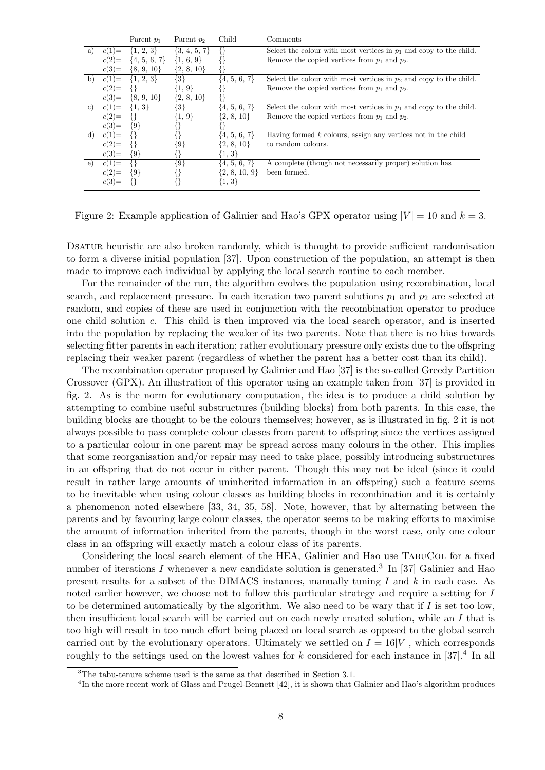| | | Parent $p_1$ | Parent $p_2$ | Child | Comments |
|---|---|---|---|---|---|
| a) | $c(1)=$ | {1, 2, 3} | {3, 4, 5, 7} | {} | Select the colour with most vertices in $p_1$ and copy to the child. |
| | $c(2)=$ | {4, 5, 6, 7} | {1, 6, 9} | {} | Remove the copied vertices from $p_1$ and $p_2$. |
| | $c(3)=$ | {8, 9, 10} | {2, 8, 10} | {} | |
| b) | $c(1)=$ | {1, 2, 3} | {3} | {4, 5, 6, 7} | Select the colour with most vertices in $p_2$ and copy to the child. |
| | $c(2)=$ | {} | {1, 9} | {} | Remove the copied vertices from $p_1$ and $p_2$. |
| | $c(3)=$ | {8, 9, 10} | {2, 8, 10} | {} | |
| c) | $c(1)=$ | {1, 3} | {3} | {4, 5, 6, 7} | Select the colour with most vertices in $p_1$ and copy to the child. |
| | $c(2)=$ | {} | {1, 9} | {2, 8, 10} | Remove the copied vertices from $p_1$ and $p_2$. |
| | $c(3)=$ | {9} | {} | {} | |
| d) | $c(1)=$ | {} | {} | {4, 5, 6, 7} | Having formed $k$ colours, assign any vertices not in the child |
| | $c(2)=$ | {} | {9} | {2, 8, 10} | to random colours. |
| | $c(3)=$ | {9} | {} | {1, 3} | |
| e) | $c(1)=$ | {} | {9} | {4, 5, 6, 7} | A complete (though not necessarily proper) solution has |
| | $c(2)=$ | {9} | {} | {2, 8, 10, 9} | been formed. |
| | $c(3)=$ | {} | {} | {1, 3} | |

Figure 2: Example application of Galinier and Hao's GPX operator using $|V| = 10$ and $k = 3$.

DSATUR heuristic are also broken randomly, which is thought to provide sufficient randomisation to form a diverse initial population [37]. Upon construction of the population, an attempt is then made to improve each individual by applying the local search routine to each member.

For the remainder of the run, the algorithm evolves the population using recombination, local search, and replacement pressure. In each iteration two parent solutions $p_1$ and $p_2$ are selected at random, and copies of these are used in conjunction with the recombination operator to produce one child solution $c$. This child is then improved via the local search operator, and is inserted into the population by replacing the weaker of its two parents. Note that there is no bias towards selecting fitter parents in each iteration; rather evolutionary pressure only exists due to the offspring replacing their weaker parent (regardless of whether the parent has a better cost than its child).

The recombination operator proposed by Galinier and Hao [37] is the so-called Greedy Partition Crossover (GPX). An illustration of this operator using an example taken from [37] is provided in fig. 2. As is the norm for evolutionary computation, the idea is to produce a child solution by attempting to combine useful substructures (building blocks) from both parents. In this case, the building blocks are thought to be the colours themselves; however, as is illustrated in fig. 2 it is not always possible to pass complete colour classes from parent to offspring since the vertices assigned to a particular colour in one parent may be spread across many colours in the other. This implies that some reorganisation and/or repair may need to take place, possibly introducing substructures in an offspring that do not occur in either parent. Though this may not be ideal (since it could result in rather large amounts of uninherited information in an offspring) such a feature seems to be inevitable when using colour classes as building blocks in recombination and it is certainly a phenomenon noted elsewhere [33, 34, 35, 58]. Note, however, that by alternating between the parents and by favouring large colour classes, the operator seems to be making efforts to maximise the amount of information inherited from the parents, though in the worst case, only one colour class in an offspring will exactly match a colour class of its parents.

Considering the local search element of the HEA, Galinier and Hao use TABUCOL for a fixed number of iterations $I$ whenever a new candidate solution is generated.[3] In [37] Galinier and Hao present results for a subset of the DIMACS instances, manually tuning $I$ and $k$ in each case. As noted earlier however, we choose not to follow this particular strategy and require a setting for $I$ to be determined automatically by the algorithm. We also need to be wary that if $I$ is set too low, then insufficient local search will be carried out on each newly created solution, while an $I$ that is too high will result in too much effort being placed on local search as opposed to the global search carried out by the evolutionary operators. Ultimately we settled on $I = 16|V|$, which corresponds roughly to the settings used on the lowest values for $k$ considered for each instance in [37].[4] In all

[3] The tabu-tenure scheme used is the same as that described in Section 3.1.

[4] In the more recent work of Glass and Prugel-Bennett [42], it is shown that Galinier and Hao's algorithm produces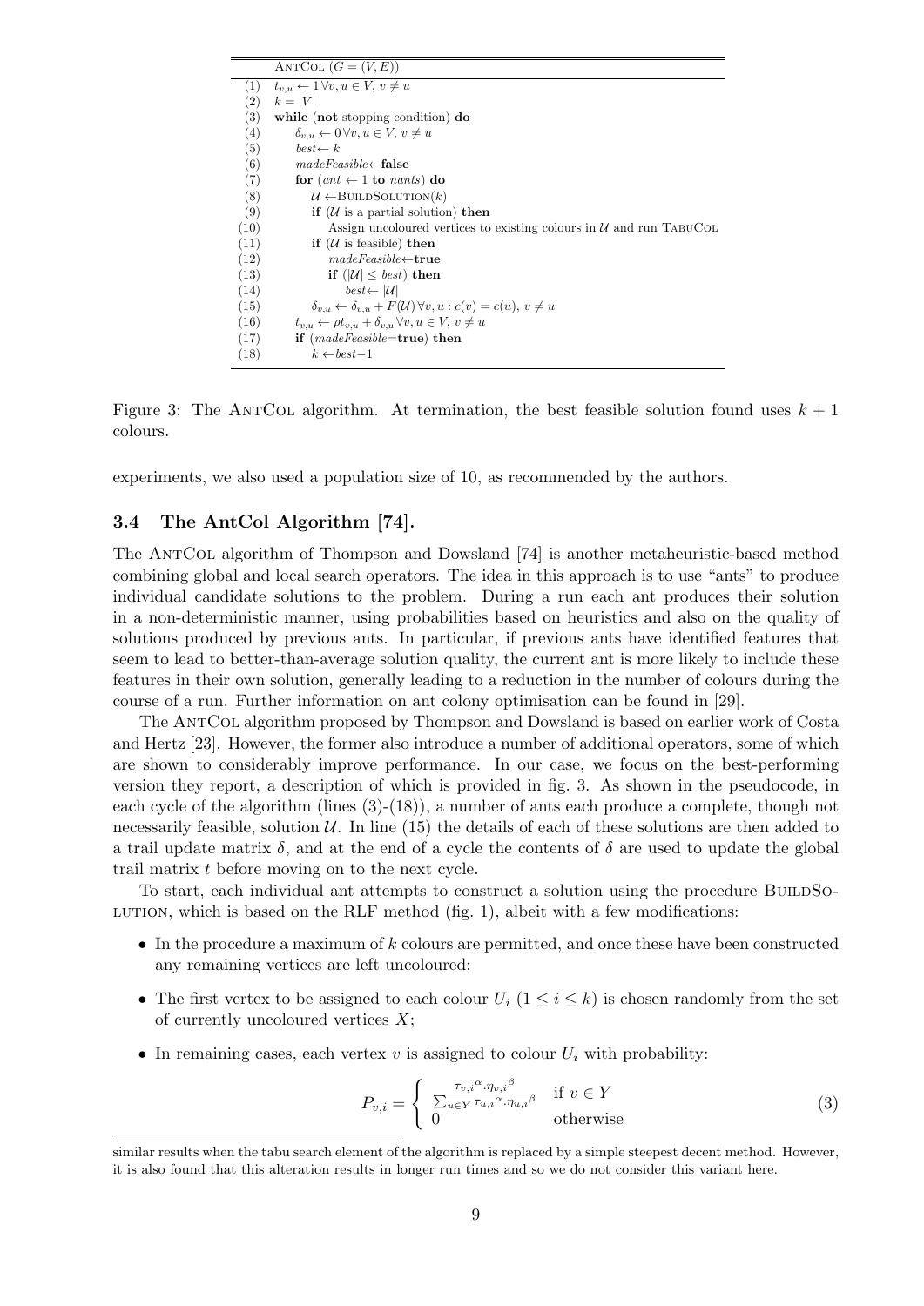```
     AntCol (G = (V, E))
(1)  t_{v,u} ← 1 ∀v, u ∈ V, v ≠ u
(2)  k = |V|
(3)  while (not stopping condition) do
(4)      δ_{v,u} ← 0 ∀v, u ∈ V, v ≠ u
(5)      best ← k
(6)      madeFeasible ← false
(7)      for (ant ← 1 to nants) do
(8)          U ← BuildSolution(k)
(9)          if (U is a partial solution) then
(10)             Assign uncoloured vertices to existing colours in U and run TabuCol
(11)         if (U is feasible) then
(12)             madeFeasible ← true
(13)             if (|U| ≤ best) then
(14)                 best ← |U|
(15)         δ_{v,u} ← δ_{v,u} + F(U) ∀v, u : c(v) = c(u), v ≠ u
(16)     t_{v,u} ← ρt_{v,u} + δ_{v,u} ∀v, u ∈ V, v ≠ u
(17)     if (madeFeasible = true) then
(18)         k ← best − 1
```

Figure 3: The AntCol algorithm. At termination, the best feasible solution found uses $k+1$ colours.

experiments, we also used a population size of 10, as recommended by the authors.

### 3.4 The AntCol Algorithm [74].

The AntCol algorithm of Thompson and Dowsland [74] is another metaheuristic-based method combining global and local search operators. The idea in this approach is to use "ants" to produce individual candidate solutions to the problem. During a run each ant produces their solution in a non-deterministic manner, using probabilities based on heuristics and also on the quality of solutions produced by previous ants. In particular, if previous ants have identified features that seem to lead to better-than-average solution quality, the current ant is more likely to include these features in their own solution, generally leading to a reduction in the number of colours during the course of a run. Further information on ant colony optimisation can be found in [29].

The AntCol algorithm proposed by Thompson and Dowsland is based on earlier work of Costa and Hertz [23]. However, the former also introduce a number of additional operators, some of which are shown to considerably improve performance. In our case, we focus on the best-performing version they report, a description of which is provided in fig. 3. As shown in the pseudocode, in each cycle of the algorithm (lines (3)-(18)), a number of ants each produce a complete, though not necessarily feasible, solution $\mathcal{U}$. In line (15) the details of each of these solutions are then added to a trail update matrix $\delta$, and at the end of a cycle the contents of $\delta$ are used to update the global trail matrix $t$ before moving on to the next cycle.

To start, each individual ant attempts to construct a solution using the procedure BuildSolution, which is based on the RLF method (fig. 1), albeit with a few modifications:

- In the procedure a maximum of $k$ colours are permitted, and once these have been constructed any remaining vertices are left uncoloured;
- The first vertex to be assigned to each colour $U_i$ ($1 \leq i \leq k$) is chosen randomly from the set of currently uncoloured vertices $X$;
- In remaining cases, each vertex $v$ is assigned to colour $U_i$ with probability:

$$P_{v,i} = \begin{cases} \frac{\tau_{v,i}{}^{\alpha} \cdot \eta_{v,i}{}^{\beta}}{\sum_{u \in Y} \tau_{u,i}{}^{\alpha} \cdot \eta_{u,i}{}^{\beta}} & \text{if } v \in Y \\ 0 & \text{otherwise} \end{cases} \tag{3}$$

similar results when the tabu search element of the algorithm is replaced by a simple steepest decent method. However, it is also found that this alteration results in longer run times and so we do not consider this variant here.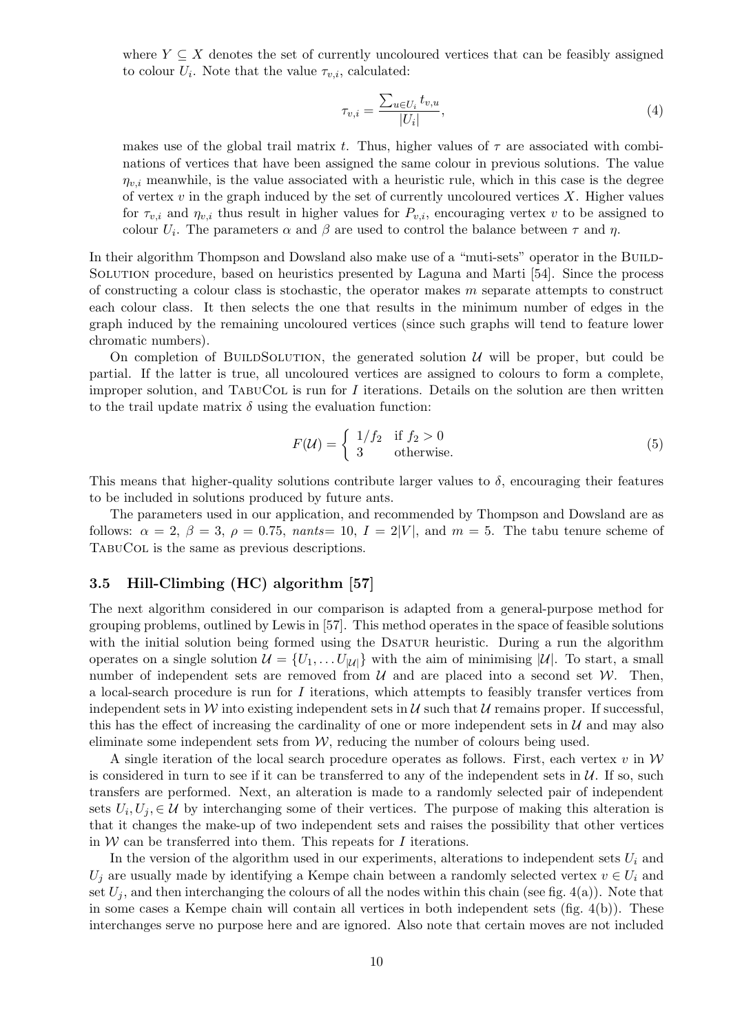where $Y \subseteq X$ denotes the set of currently uncoloured vertices that can be feasibly assigned to colour $U_i$. Note that the value $\tau_{v,i}$, calculated:

$$\tau_{v,i} = \frac{\sum_{u \in U_i} t_{v,u}}{|U_i|}, \tag{4}$$

makes use of the global trail matrix $t$. Thus, higher values of $\tau$ are associated with combinations of vertices that have been assigned the same colour in previous solutions. The value $\eta_{v,i}$ meanwhile, is the value associated with a heuristic rule, which in this case is the degree of vertex $v$ in the graph induced by the set of currently uncoloured vertices $X$. Higher values for $\tau_{v,i}$ and $\eta_{v,i}$ thus result in higher values for $P_{v,i}$, encouraging vertex $v$ to be assigned to colour $U_i$. The parameters $\alpha$ and $\beta$ are used to control the balance between $\tau$ and $\eta$.

In their algorithm Thompson and Dowsland also make use of a "muti-sets" operator in the BuildSolution procedure, based on heuristics presented by Laguna and Marti [54]. Since the process of constructing a colour class is stochastic, the operator makes $m$ separate attempts to construct each colour class. It then selects the one that results in the minimum number of edges in the graph induced by the remaining uncoloured vertices (since such graphs will tend to feature lower chromatic numbers).

On completion of BuildSolution, the generated solution $\mathcal{U}$ will be proper, but could be partial. If the latter is true, all uncoloured vertices are assigned to colours to form a complete, improper solution, and TabuCol is run for $I$ iterations. Details on the solution are then written to the trail update matrix $\delta$ using the evaluation function:

$$F(\mathcal{U}) = \begin{cases} 1/f_2 & \text{if } f_2 > 0 \\ 3 & \text{otherwise.} \end{cases} \tag{5}$$

This means that higher-quality solutions contribute larger values to $\delta$, encouraging their features to be included in solutions produced by future ants.

The parameters used in our application, and recommended by Thompson and Dowsland are as follows: $\alpha = 2$, $\beta = 3$, $\rho = 0.75$, *nants*= 10, $I = 2|V|$, and $m = 5$. The tabu tenure scheme of TabuCol is the same as previous descriptions.

### 3.5 Hill-Climbing (HC) algorithm [57]

The next algorithm considered in our comparison is adapted from a general-purpose method for grouping problems, outlined by Lewis in [57]. This method operates in the space of feasible solutions with the initial solution being formed using the Dsatur heuristic. During a run the algorithm operates on a single solution $\mathcal{U} = \{U_1, \dots U_{|\mathcal{U}|}\}$ with the aim of minimising $|\mathcal{U}|$. To start, a small number of independent sets are removed from $\mathcal{U}$ and are placed into a second set $\mathcal{W}$. Then, a local-search procedure is run for $I$ iterations, which attempts to feasibly transfer vertices from independent sets in $\mathcal{W}$ into existing independent sets in $\mathcal{U}$ such that $\mathcal{U}$ remains proper. If successful, this has the effect of increasing the cardinality of one or more independent sets in $\mathcal{U}$ and may also eliminate some independent sets from $\mathcal{W}$, reducing the number of colours being used.

A single iteration of the local search procedure operates as follows. First, each vertex $v$ in $\mathcal{W}$ is considered in turn to see if it can be transferred to any of the independent sets in $\mathcal{U}$. If so, such transfers are performed. Next, an alteration is made to a randomly selected pair of independent sets $U_i, U_j, \in \mathcal{U}$ by interchanging some of their vertices. The purpose of making this alteration is that it changes the make-up of two independent sets and raises the possibility that other vertices in $\mathcal{W}$ can be transferred into them. This repeats for $I$ iterations.

In the version of the algorithm used in our experiments, alterations to independent sets $U_i$ and $U_j$ are usually made by identifying a Kempe chain between a randomly selected vertex $v \in U_i$ and set $U_j$, and then interchanging the colours of all the nodes within this chain (see fig. 4(a)). Note that in some cases a Kempe chain will contain all vertices in both independent sets (fig. 4(b)). These interchanges serve no purpose here and are ignored. Also note that certain moves are not included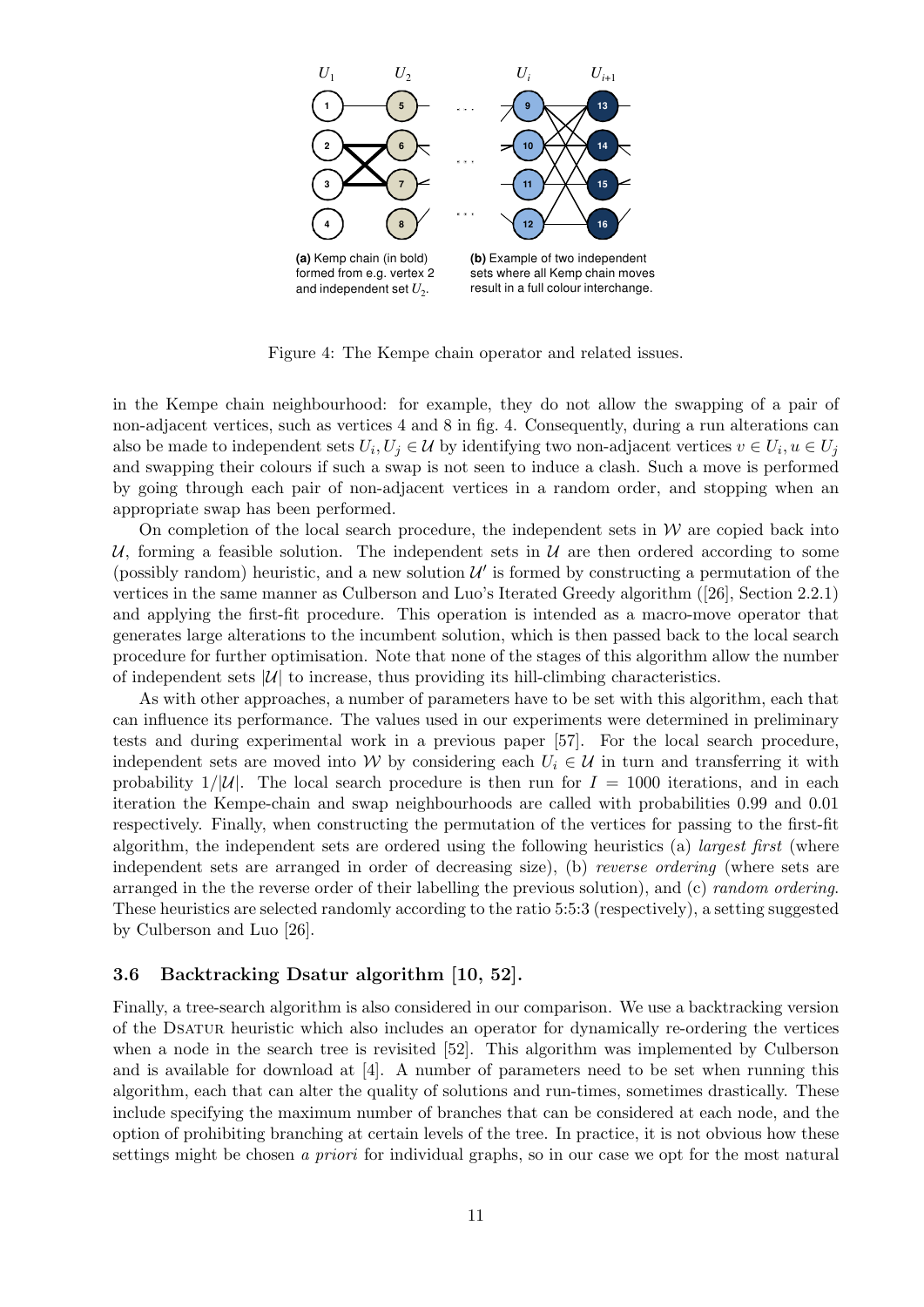(a) Kemp chain (in bold) formed from e.g. vertex 2 and independent set $U_2$.

(b) Example of two independent sets where all Kemp chain moves result in a full colour interchange.

Figure 4: The Kempe chain operator and related issues.

in the Kempe chain neighbourhood: for example, they do not allow the swapping of a pair of non-adjacent vertices, such as vertices 4 and 8 in fig. 4. Consequently, during a run alterations can also be made to independent sets $U_i, U_j \in \mathcal{U}$ by identifying two non-adjacent vertices $v \in U_i, u \in U_j$ and swapping their colours if such a swap is not seen to induce a clash. Such a move is performed by going through each pair of non-adjacent vertices in a random order, and stopping when an appropriate swap has been performed.

On completion of the local search procedure, the independent sets in $\mathcal{W}$ are copied back into $\mathcal{U}$, forming a feasible solution. The independent sets in $\mathcal{U}$ are then ordered according to some (possibly random) heuristic, and a new solution $\mathcal{U}'$ is formed by constructing a permutation of the vertices in the same manner as Culberson and Luo's Iterated Greedy algorithm ([26], Section 2.2.1) and applying the first-fit procedure. This operation is intended as a macro-move operator that generates large alterations to the incumbent solution, which is then passed back to the local search procedure for further optimisation. Note that none of the stages of this algorithm allow the number of independent sets $|\mathcal{U}|$ to increase, thus providing its hill-climbing characteristics.

As with other approaches, a number of parameters have to be set with this algorithm, each that can influence its performance. The values used in our experiments were determined in preliminary tests and during experimental work in a previous paper [57]. For the local search procedure, independent sets are moved into $\mathcal{W}$ by considering each $U_i \in \mathcal{U}$ in turn and transferring it with probability $1/|\mathcal{U}|$. The local search procedure is then run for $I = 1000$ iterations, and in each iteration the Kempe-chain and swap neighbourhoods are called with probabilities 0.99 and 0.01 respectively. Finally, when constructing the permutation of the vertices for passing to the first-fit algorithm, the independent sets are ordered using the following heuristics (a) *largest first* (where independent sets are arranged in order of decreasing size), (b) *reverse ordering* (where sets are arranged in the the reverse order of their labelling the previous solution), and (c) *random ordering*. These heuristics are selected randomly according to the ratio 5:5:3 (respectively), a setting suggested by Culberson and Luo [26].

### 3.6 Backtracking Dsatur algorithm [10, 52].

Finally, a tree-search algorithm is also considered in our comparison. We use a backtracking version of the DSATUR heuristic which also includes an operator for dynamically re-ordering the vertices when a node in the search tree is revisited [52]. This algorithm was implemented by Culberson and is available for download at [4]. A number of parameters need to be set when running this algorithm, each that can alter the quality of solutions and run-times, sometimes drastically. These include specifying the maximum number of branches that can be considered at each node, and the option of prohibiting branching at certain levels of the tree. In practice, it is not obvious how these settings might be chosen *a priori* for individual graphs, so in our case we opt for the most natural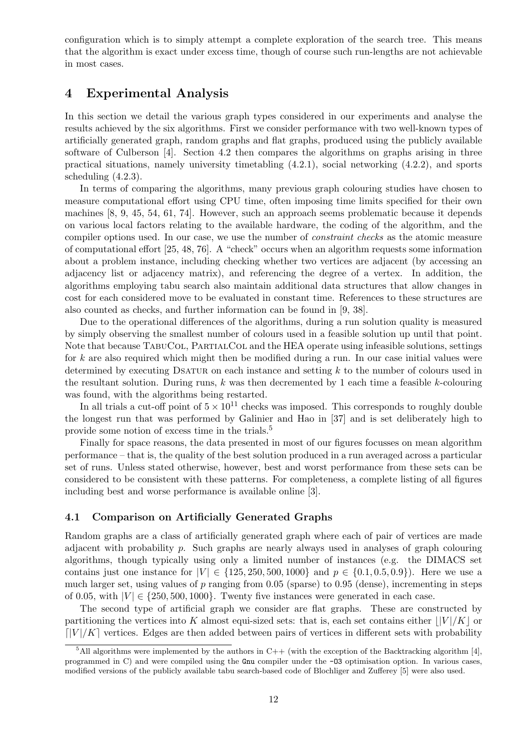configuration which is to simply attempt a complete exploration of the search tree. This means that the algorithm is exact under excess time, though of course such run-lengths are not achievable in most cases.

## 4 Experimental Analysis

In this section we detail the various graph types considered in our experiments and analyse the results achieved by the six algorithms. First we consider performance with two well-known types of artificially generated graph, random graphs and flat graphs, produced using the publicly available software of Culberson [4]. Section 4.2 then compares the algorithms on graphs arising in three practical situations, namely university timetabling (4.2.1), social networking (4.2.2), and sports scheduling (4.2.3).

In terms of comparing the algorithms, many previous graph colouring studies have chosen to measure computational effort using CPU time, often imposing time limits specified for their own machines [8, 9, 45, 54, 61, 74]. However, such an approach seems problematic because it depends on various local factors relating to the available hardware, the coding of the algorithm, and the compiler options used. In our case, we use the number of *constraint checks* as the atomic measure of computational effort [25, 48, 76]. A "check" occurs when an algorithm requests some information about a problem instance, including checking whether two vertices are adjacent (by accessing an adjacency list or adjacency matrix), and referencing the degree of a vertex. In addition, the algorithms employing tabu search also maintain additional data structures that allow changes in cost for each considered move to be evaluated in constant time. References to these structures are also counted as checks, and further information can be found in [9, 38].

Due to the operational differences of the algorithms, during a run solution quality is measured by simply observing the smallest number of colours used in a feasible solution up until that point. Note that because TabuCol, PartialCol and the HEA operate using infeasible solutions, settings for $k$ are also required which might then be modified during a run. In our case initial values were determined by executing Dsatur on each instance and setting $k$ to the number of colours used in the resultant solution. During runs, $k$ was then decremented by 1 each time a feasible $k$-colouring was found, with the algorithms being restarted.

In all trials a cut-off point of $5 \times 10^{11}$ checks was imposed. This corresponds to roughly double the longest run that was performed by Galinier and Hao in [37] and is set deliberately high to provide some notion of excess time in the trials.[5]

Finally for space reasons, the data presented in most of our figures focusses on mean algorithm performance – that is, the quality of the best solution produced in a run averaged across a particular set of runs. Unless stated otherwise, however, best and worst performance from these sets can be considered to be consistent with these patterns. For completeness, a complete listing of all figures including best and worse performance is available online [3].

### 4.1 Comparison on Artificially Generated Graphs

Random graphs are a class of artificially generated graph where each of pair of vertices are made adjacent with probability $p$. Such graphs are nearly always used in analyses of graph colouring algorithms, though typically using only a limited number of instances (e.g. the DIMACS set contains just one instance for $|V| \in \{125, 250, 500, 1000\}$ and $p \in \{0.1, 0.5, 0.9\}$). Here we use a much larger set, using values of $p$ ranging from 0.05 (sparse) to 0.95 (dense), incrementing in steps of 0.05, with $|V| \in \{250, 500, 1000\}$. Twenty five instances were generated in each case.

The second type of artificial graph we consider are flat graphs. These are constructed by partitioning the vertices into $K$ almost equi-sized sets: that is, each set contains either $\lfloor |V|/K \rfloor$ or $\lceil |V|/K \rceil$ vertices. Edges are then added between pairs of vertices in different sets with probability

[5] All algorithms were implemented by the authors in C++ (with the exception of the Backtracking algorithm [4], programmed in C) and were compiled using the `Gnu` compiler under the `-O3` optimisation option. In various cases, modified versions of the publicly available tabu search-based code of Blochliger and Zufferey [5] were also used.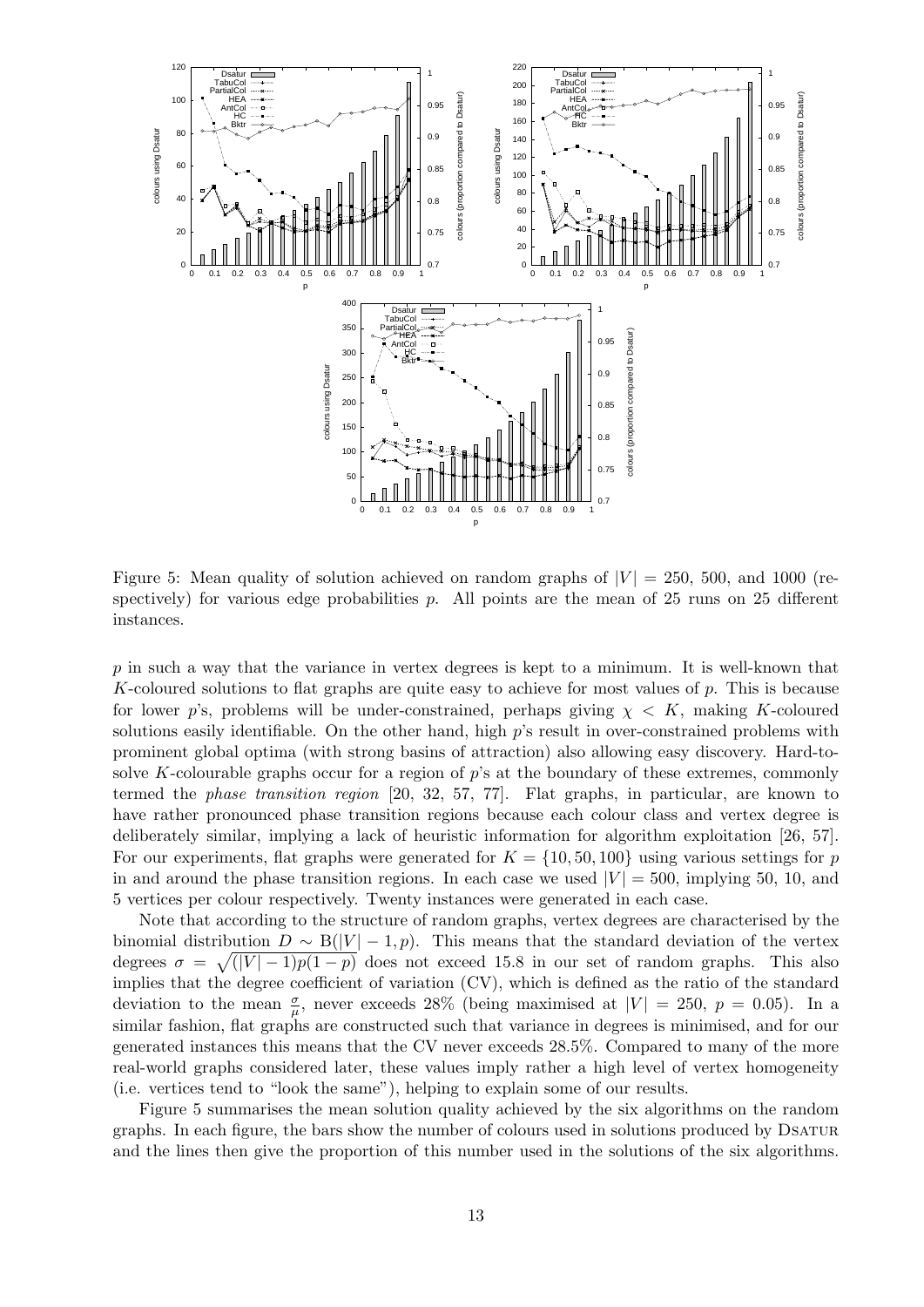Figure 5: Mean quality of solution achieved on random graphs of $|V| = 250$, 500, and 1000 (respectively) for various edge probabilities $p$. All points are the mean of 25 runs on 25 different instances.

$p$ in such a way that the variance in vertex degrees is kept to a minimum. It is well-known that $K$-coloured solutions to flat graphs are quite easy to achieve for most values of $p$. This is because for lower $p$'s, problems will be under-constrained, perhaps giving $\chi < K$, making $K$-coloured solutions easily identifiable. On the other hand, high $p$'s result in over-constrained problems with prominent global optima (with strong basins of attraction) also allowing easy discovery. Hard-to-solve $K$-colourable graphs occur for a region of $p$'s at the boundary of these extremes, commonly termed the *phase transition region* [20, 32, 57, 77]. Flat graphs, in particular, are known to have rather pronounced phase transition regions because each colour class and vertex degree is deliberately similar, implying a lack of heuristic information for algorithm exploitation [26, 57]. For our experiments, flat graphs were generated for $K = \{10, 50, 100\}$ using various settings for $p$ in and around the phase transition regions. In each case we used $|V| = 500$, implying 50, 10, and 5 vertices per colour respectively. Twenty instances were generated in each case.

Note that according to the structure of random graphs, vertex degrees are characterised by the binomial distribution $D \sim \mathrm{B}(|V| - 1, p)$. This means that the standard deviation of the vertex degrees $\sigma = \sqrt{(|V| - 1)p(1 - p)}$ does not exceed 15.8 in our set of random graphs. This also implies that the degree coefficient of variation (CV), which is defined as the ratio of the standard deviation to the mean $\frac{\sigma}{\mu}$, never exceeds 28% (being maximised at $|V| = 250$, $p = 0.05$). In a similar fashion, flat graphs are constructed such that variance in degrees is minimised, and for our generated instances this means that the CV never exceeds 28.5%. Compared to many of the more real-world graphs considered later, these values imply rather a high level of vertex homogeneity (i.e. vertices tend to "look the same"), helping to explain some of our results.

Figure 5 summarises the mean solution quality achieved by the six algorithms on the random graphs. In each figure, the bars show the number of colours used in solutions produced by DSATUR and the lines then give the proportion of this number used in the solutions of the six algorithms.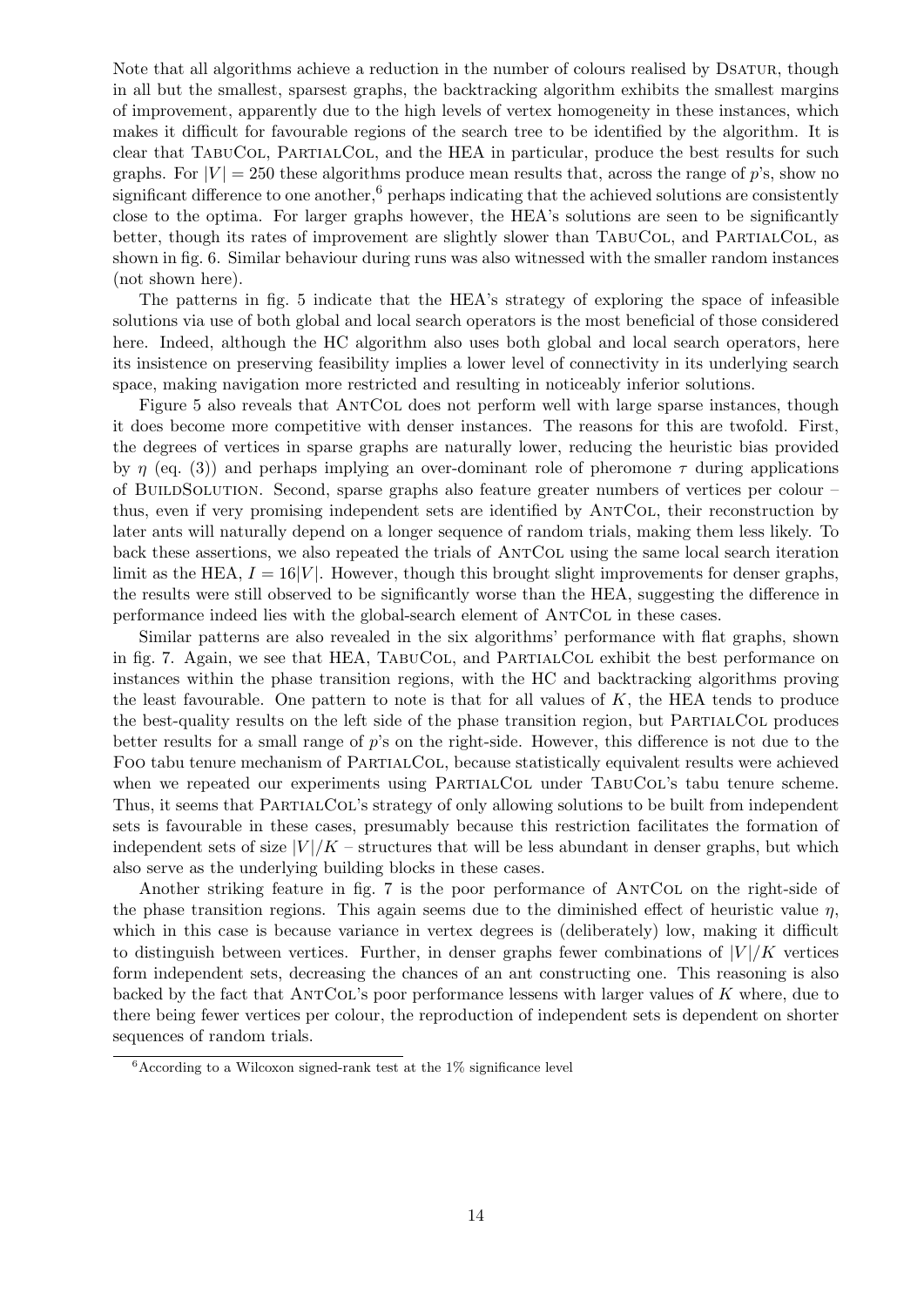Note that all algorithms achieve a reduction in the number of colours realised by DSATUR, though in all but the smallest, sparsest graphs, the backtracking algorithm exhibits the smallest margins of improvement, apparently due to the high levels of vertex homogeneity in these instances, which makes it difficult for favourable regions of the search tree to be identified by the algorithm. It is clear that TABUCOL, PARTIALCOL, and the HEA in particular, produce the best results for such graphs. For $|V| = 250$ these algorithms produce mean results that, across the range of $p$'s, show no significant difference to one another,[6] perhaps indicating that the achieved solutions are consistently close to the optima. For larger graphs however, the HEA's solutions are seen to be significantly better, though its rates of improvement are slightly slower than TABUCOL, and PARTIALCOL, as shown in fig. 6. Similar behaviour during runs was also witnessed with the smaller random instances (not shown here).

The patterns in fig. 5 indicate that the HEA's strategy of exploring the space of infeasible solutions via use of both global and local search operators is the most beneficial of those considered here. Indeed, although the HC algorithm also uses both global and local search operators, here its insistence on preserving feasibility implies a lower level of connectivity in its underlying search space, making navigation more restricted and resulting in noticeably inferior solutions.

Figure 5 also reveals that ANTCOL does not perform well with large sparse instances, though it does become more competitive with denser instances. The reasons for this are twofold. First, the degrees of vertices in sparse graphs are naturally lower, reducing the heuristic bias provided by $\eta$ (eq. (3)) and perhaps implying an over-dominant role of pheromone $\tau$ during applications of BUILDSOLUTION. Second, sparse graphs also feature greater numbers of vertices per colour – thus, even if very promising independent sets are identified by ANTCOL, their reconstruction by later ants will naturally depend on a longer sequence of random trials, making them less likely. To back these assertions, we also repeated the trials of ANTCOL using the same local search iteration limit as the HEA, $I = 16|V|$. However, though this brought slight improvements for denser graphs, the results were still observed to be significantly worse than the HEA, suggesting the difference in performance indeed lies with the global-search element of ANTCOL in these cases.

Similar patterns are also revealed in the six algorithms' performance with flat graphs, shown in fig. 7. Again, we see that HEA, TABUCOL, and PARTIALCOL exhibit the best performance on instances within the phase transition regions, with the HC and backtracking algorithms proving the least favourable. One pattern to note is that for all values of $K$, the HEA tends to produce the best-quality results on the left side of the phase transition region, but PARTIALCOL produces better results for a small range of $p$'s on the right-side. However, this difference is not due to the FOO tabu tenure mechanism of PARTIALCOL, because statistically equivalent results were achieved when we repeated our experiments using PARTIALCOL under TABUCOL's tabu tenure scheme. Thus, it seems that PARTIALCOL's strategy of only allowing solutions to be built from independent sets is favourable in these cases, presumably because this restriction facilitates the formation of independent sets of size $|V|/K$ – structures that will be less abundant in denser graphs, but which also serve as the underlying building blocks in these cases.

Another striking feature in fig. 7 is the poor performance of ANTCOL on the right-side of the phase transition regions. This again seems due to the diminished effect of heuristic value $\eta$, which in this case is because variance in vertex degrees is (deliberately) low, making it difficult to distinguish between vertices. Further, in denser graphs fewer combinations of $|V|/K$ vertices form independent sets, decreasing the chances of an ant constructing one. This reasoning is also backed by the fact that ANTCOL's poor performance lessens with larger values of $K$ where, due to there being fewer vertices per colour, the reproduction of independent sets is dependent on shorter sequences of random trials.

[6] According to a Wilcoxon signed-rank test at the 1% significance level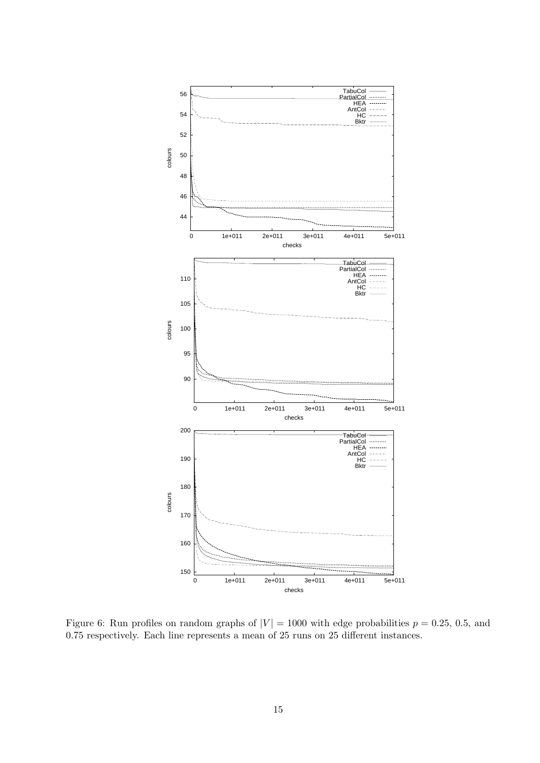Figure 6: Run profiles on random graphs of $|V| = 1000$ with edge probabilities $p = 0.25$, $0.5$, and $0.75$ respectively. Each line represents a mean of 25 runs on 25 different instances.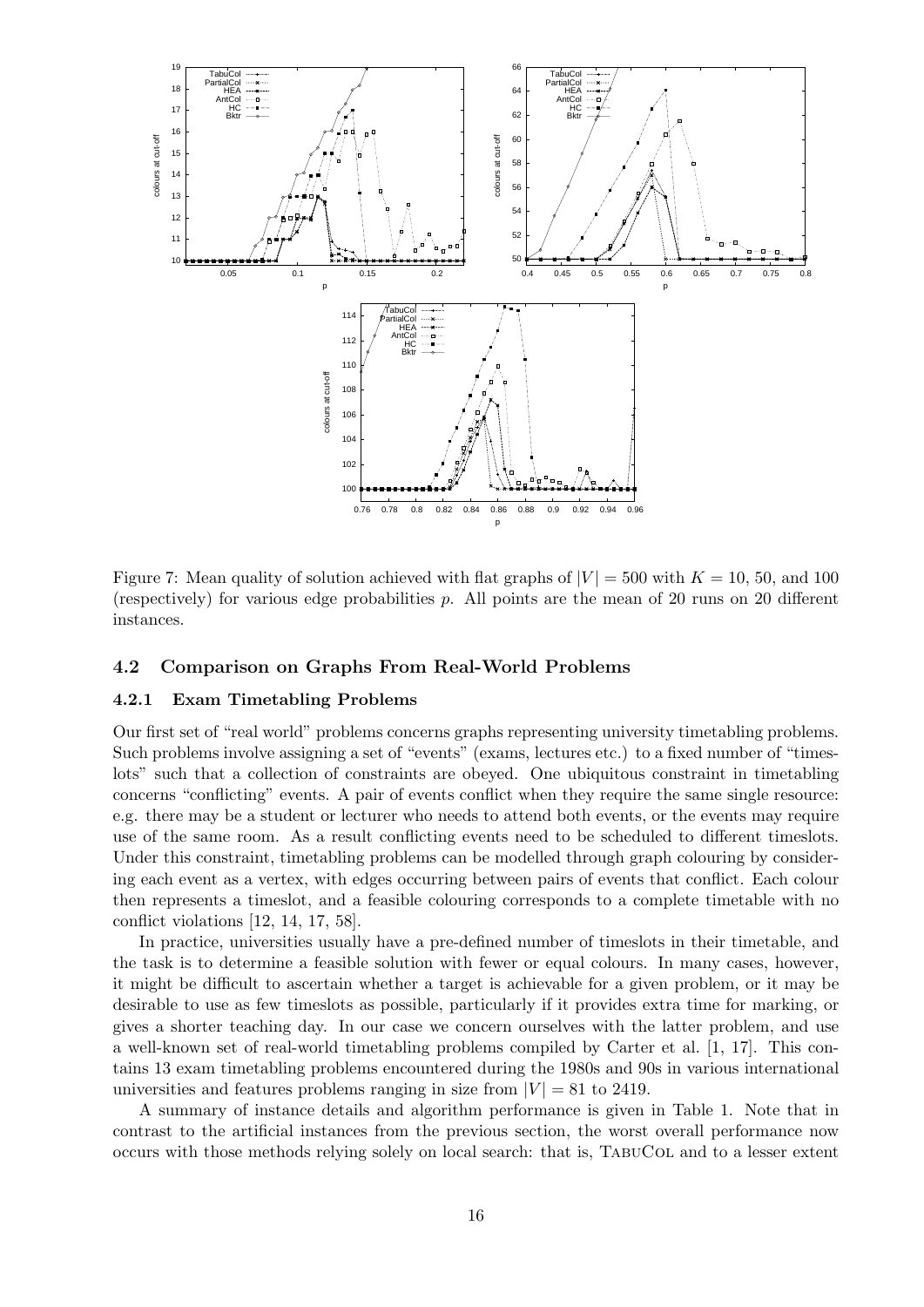Figure 7: Mean quality of solution achieved with flat graphs of $|V| = 500$ with $K = 10$, 50, and 100 (respectively) for various edge probabilities $p$. All points are the mean of 20 runs on 20 different instances.

### 4.2 Comparison on Graphs From Real-World Problems

#### 4.2.1 Exam Timetabling Problems

Our first set of "real world" problems concerns graphs representing university timetabling problems. Such problems involve assigning a set of "events" (exams, lectures etc.) to a fixed number of "timeslots" such that a collection of constraints are obeyed. One ubiquitous constraint in timetabling concerns "conflicting" events. A pair of events conflict when they require the same single resource: e.g. there may be a student or lecturer who needs to attend both events, or the events may require use of the same room. As a result conflicting events need to be scheduled to different timeslots. Under this constraint, timetabling problems can be modelled through graph colouring by considering each event as a vertex, with edges occurring between pairs of events that conflict. Each colour then represents a timeslot, and a feasible colouring corresponds to a complete timetable with no conflict violations [12, 14, 17, 58].

In practice, universities usually have a pre-defined number of timeslots in their timetable, and the task is to determine a feasible solution with fewer or equal colours. In many cases, however, it might be difficult to ascertain whether a target is achievable for a given problem, or it may be desirable to use as few timeslots as possible, particularly if it provides extra time for marking, or gives a shorter teaching day. In our case we concern ourselves with the latter problem, and use a well-known set of real-world timetabling problems compiled by Carter et al. [1, 17]. This contains 13 exam timetabling problems encountered during the 1980s and 90s in various international universities and features problems ranging in size from $|V| = 81$ to 2419.

A summary of instance details and algorithm performance is given in Table 1. Note that in contrast to the artificial instances from the previous section, the worst overall performance now occurs with those methods relying solely on local search: that is, TabuCol and to a lesser extent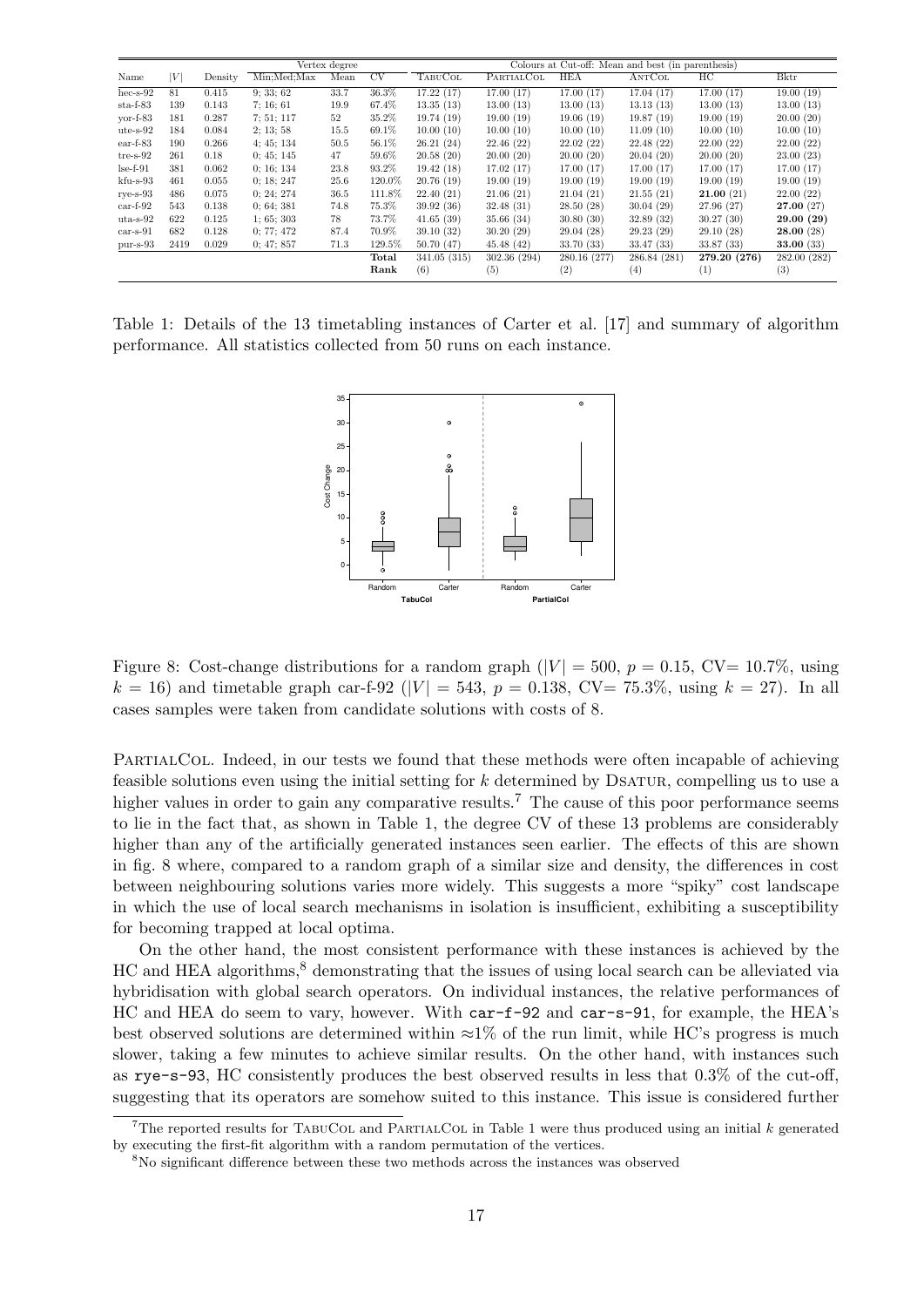| | | | Vertex degree | | | Colours at Cut-off: Mean and best (in parenthesis) | | | | | |
|---|---|---|---|---|---|---|---|---|---|---|---|
| Name | $\|V\|$ | Density | Min;Med;Max | Mean | CV | TabuCol | PartialCol | HEA | AntCol | HC | Bktr |
| hec-s-92 | 81 | 0.415 | 9; 33; 62 | 33.7 | 36.3% | 17.22 (17) | 17.00 (17) | 17.00 (17) | 17.04 (17) | 17.00 (17) | 19.00 (19) |
| sta-f-83 | 139 | 0.143 | 7; 16; 61 | 19.9 | 67.4% | 13.35 (13) | 13.00 (13) | 13.00 (13) | 13.13 (13) | 13.00 (13) | 13.00 (13) |
| yor-f-83 | 181 | 0.287 | 7; 51; 117 | 52 | 35.2% | 19.74 (19) | 19.00 (19) | 19.06 (19) | 19.87 (19) | 19.00 (19) | 20.00 (20) |
| ute-s-92 | 184 | 0.084 | 2; 13; 58 | 15.5 | 69.1% | 10.00 (10) | 10.00 (10) | 10.00 (10) | 11.09 (10) | 10.00 (10) | 10.00 (10) |
| ear-f-83 | 190 | 0.266 | 4; 45; 134 | 50.5 | 56.1% | 26.21 (24) | 22.46 (22) | 22.02 (22) | 22.48 (22) | 22.00 (22) | 22.00 (22) |
| tre-s-92 | 261 | 0.18 | 0; 45; 145 | 47 | 59.6% | 20.58 (20) | 20.00 (20) | 20.00 (20) | 20.04 (20) | 20.00 (20) | 23.00 (23) |
| lse-f-91 | 381 | 0.062 | 0; 16; 134 | 23.8 | 93.2% | 19.42 (18) | 17.02 (17) | 17.00 (17) | 17.00 (17) | 17.00 (17) | 17.00 (17) |
| kfu-s-93 | 461 | 0.055 | 0; 18; 247 | 25.6 | 120.0% | 20.76 (19) | 19.00 (19) | 19.00 (19) | 19.00 (19) | 19.00 (19) | 19.00 (19) |
| rye-s-93 | 486 | 0.075 | 0; 24; 274 | 36.5 | 111.8% | 22.40 (21) | 21.06 (21) | 21.04 (21) | 21.55 (21) | **21.00** (21) | 22.00 (22) |
| car-f-92 | 543 | 0.138 | 0; 64; 381 | 74.8 | 75.3% | 39.92 (36) | 32.48 (31) | 28.50 (28) | 30.04 (29) | 27.96 (27) | **27.00** (27) |
| uta-s-92 | 622 | 0.125 | 1; 65; 303 | 78 | 73.7% | 41.65 (39) | 35.66 (34) | 30.80 (30) | 32.89 (32) | 30.27 (30) | **29.00 (29)** |
| car-s-91 | 682 | 0.128 | 0; 77; 472 | 87.4 | 70.9% | 39.10 (32) | 30.20 (29) | 29.04 (28) | 29.23 (29) | 29.10 (28) | **28.00** (28) |
| pur-s-93 | 2419 | 0.029 | 0; 47; 857 | 71.3 | 129.5% | 50.70 (47) | 45.48 (42) | 33.70 (33) | 33.47 (33) | 33.87 (33) | **33.00** (33) |
| | | | | | **Total** | 341.05 (315) | 302.36 (294) | 280.16 (277) | 286.84 (281) | **279.20 (276)** | 282.00 (282) |
| | | | | | **Rank** | (6) | (5) | (2) | (4) | (1) | (3) |

Table 1: Details of the 13 timetabling instances of Carter et al. [17] and summary of algorithm performance. All statistics collected from 50 runs on each instance.

Figure 8: Cost-change distributions for a random graph ($|V| = 500$, $p = 0.15$, CV= 10.7%, using $k = 16$) and timetable graph car-f-92 ($|V| = 543$, $p = 0.138$, CV= 75.3%, using $k = 27$). In all cases samples were taken from candidate solutions with costs of 8.

PartialCol. Indeed, in our tests we found that these methods were often incapable of achieving feasible solutions even using the initial setting for $k$ determined by Dsatur, compelling us to use a higher values in order to gain any comparative results.[7] The cause of this poor performance seems to lie in the fact that, as shown in Table 1, the degree CV of these 13 problems are considerably higher than any of the artificially generated instances seen earlier. The effects of this are shown in fig. 8 where, compared to a random graph of a similar size and density, the differences in cost between neighbouring solutions varies more widely. This suggests a more "spiky" cost landscape in which the use of local search mechanisms in isolation is insufficient, exhibiting a susceptibility for becoming trapped at local optima.

On the other hand, the most consistent performance with these instances is achieved by the HC and HEA algorithms,[8] demonstrating that the issues of using local search can be alleviated via hybridisation with global search operators. On individual instances, the relative performances of HC and HEA do seem to vary, however. With `car-f-92` and `car-s-91`, for example, the HEA's best observed solutions are determined within ≈1% of the run limit, while HC's progress is much slower, taking a few minutes to achieve similar results. On the other hand, with instances such as `rye-s-93`, HC consistently produces the best observed results in less that 0.3% of the cut-off, suggesting that its operators are somehow suited to this instance. This issue is considered further

[7] The reported results for TabuCol and PartialCol in Table 1 were thus produced using an initial $k$ generated by executing the first-fit algorithm with a random permutation of the vertices.

[8] No significant difference between these two methods across the instances was observed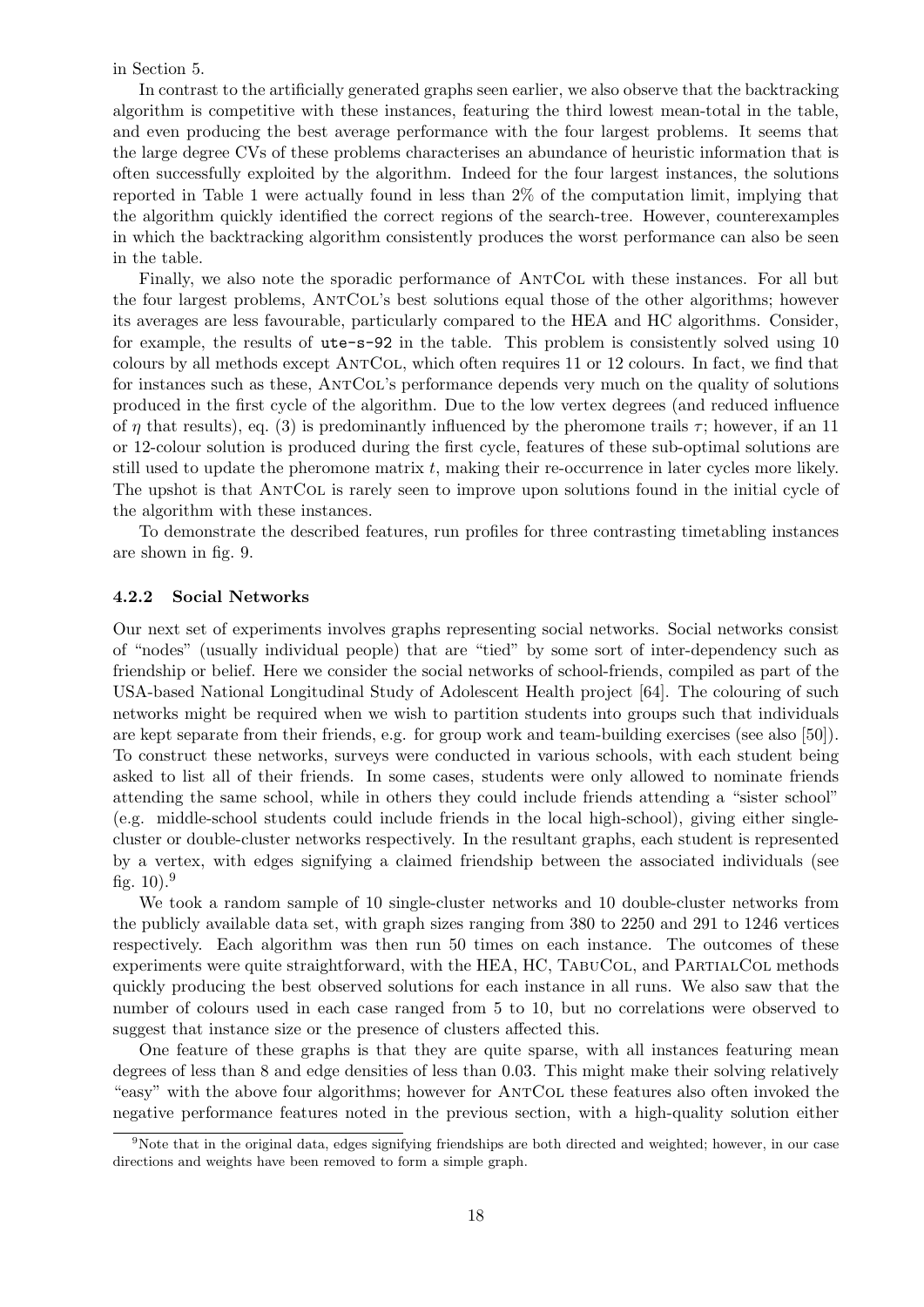in Section 5.

In contrast to the artificially generated graphs seen earlier, we also observe that the backtracking algorithm is competitive with these instances, featuring the third lowest mean-total in the table, and even producing the best average performance with the four largest problems. It seems that the large degree CVs of these problems characterises an abundance of heuristic information that is often successfully exploited by the algorithm. Indeed for the four largest instances, the solutions reported in Table 1 were actually found in less than 2% of the computation limit, implying that the algorithm quickly identified the correct regions of the search-tree. However, counterexamples in which the backtracking algorithm consistently produces the worst performance can also be seen in the table.

Finally, we also note the sporadic performance of AntCol with these instances. For all but the four largest problems, AntCol's best solutions equal those of the other algorithms; however its averages are less favourable, particularly compared to the HEA and HC algorithms. Consider, for example, the results of `ute-s-92` in the table. This problem is consistently solved using 10 colours by all methods except AntCol, which often requires 11 or 12 colours. In fact, we find that for instances such as these, AntCol's performance depends very much on the quality of solutions produced in the first cycle of the algorithm. Due to the low vertex degrees (and reduced influence of $\eta$ that results), eq. (3) is predominantly influenced by the pheromone trails $\tau$; however, if an 11 or 12-colour solution is produced during the first cycle, features of these sub-optimal solutions are still used to update the pheromone matrix $t$, making their re-occurrence in later cycles more likely. The upshot is that AntCol is rarely seen to improve upon solutions found in the initial cycle of the algorithm with these instances.

To demonstrate the described features, run profiles for three contrasting timetabling instances are shown in fig. 9.

#### 4.2.2 Social Networks

Our next set of experiments involves graphs representing social networks. Social networks consist of "nodes" (usually individual people) that are "tied" by some sort of inter-dependency such as friendship or belief. Here we consider the social networks of school-friends, compiled as part of the USA-based National Longitudinal Study of Adolescent Health project [64]. The colouring of such networks might be required when we wish to partition students into groups such that individuals are kept separate from their friends, e.g. for group work and team-building exercises (see also [50]). To construct these networks, surveys were conducted in various schools, with each student being asked to list all of their friends. In some cases, students were only allowed to nominate friends attending the same school, while in others they could include friends attending a "sister school" (e.g. middle-school students could include friends in the local high-school), giving either single-cluster or double-cluster networks respectively. In the resultant graphs, each student is represented by a vertex, with edges signifying a claimed friendship between the associated individuals (see fig. 10).[9]

We took a random sample of 10 single-cluster networks and 10 double-cluster networks from the publicly available data set, with graph sizes ranging from 380 to 2250 and 291 to 1246 vertices respectively. Each algorithm was then run 50 times on each instance. The outcomes of these experiments were quite straightforward, with the HEA, HC, TabuCol, and PartialCol methods quickly producing the best observed solutions for each instance in all runs. We also saw that the number of colours used in each case ranged from 5 to 10, but no correlations were observed to suggest that instance size or the presence of clusters affected this.

One feature of these graphs is that they are quite sparse, with all instances featuring mean degrees of less than 8 and edge densities of less than 0.03. This might make their solving relatively "easy" with the above four algorithms; however for AntCol these features also often invoked the negative performance features noted in the previous section, with a high-quality solution either

[9] Note that in the original data, edges signifying friendships are both directed and weighted; however, in our case directions and weights have been removed to form a simple graph.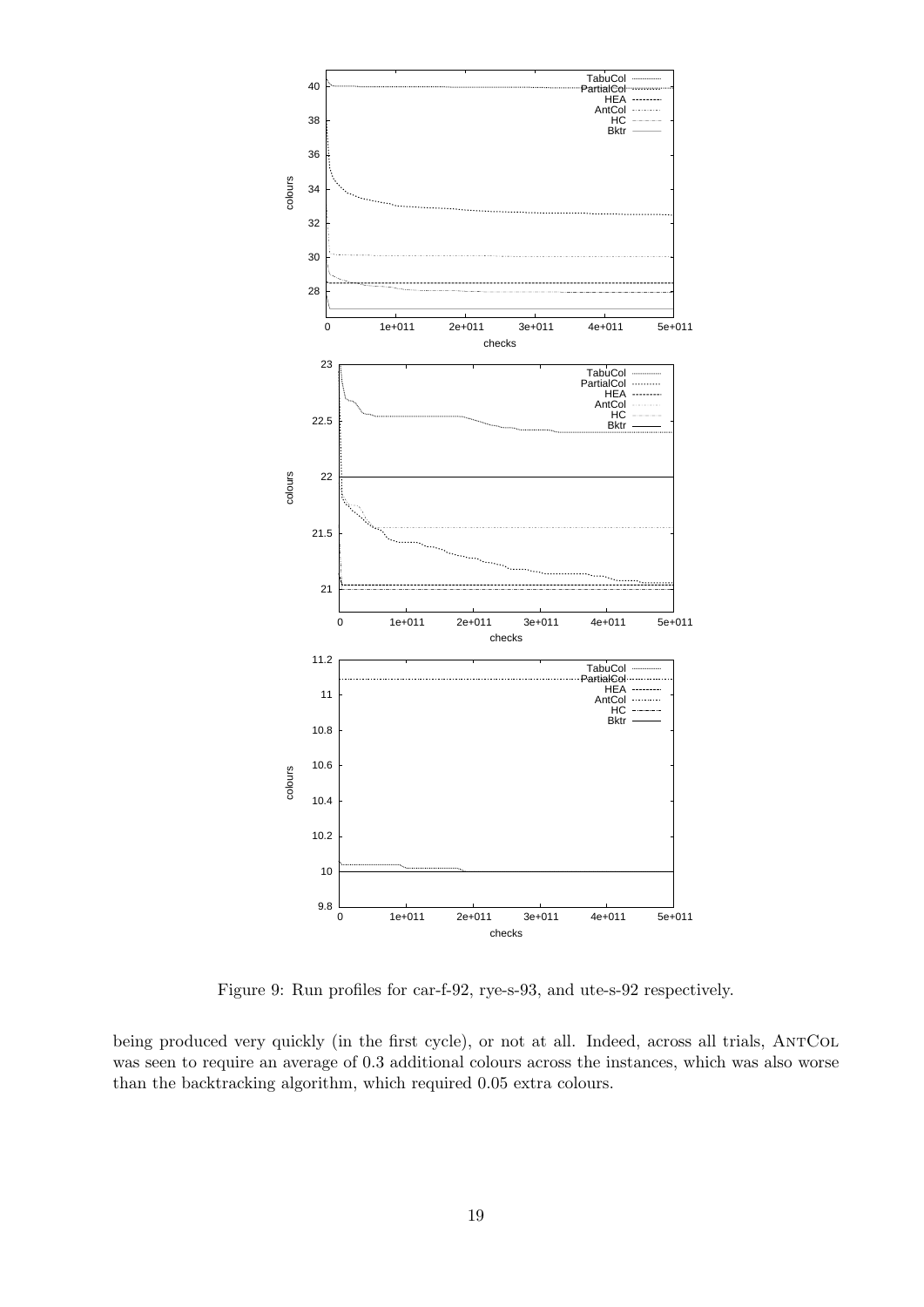Figure 9: Run profiles for car-f-92, rye-s-93, and ute-s-92 respectively.

being produced very quickly (in the first cycle), or not at all. Indeed, across all trials, AntCol was seen to require an average of 0.3 additional colours across the instances, which was also worse than the backtracking algorithm, which required 0.05 extra colours.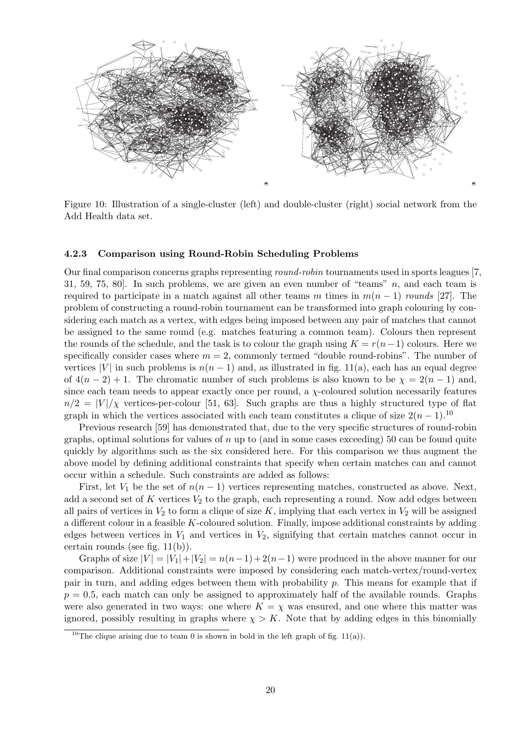Figure 10: Illustration of a single-cluster (left) and double-cluster (right) social network from the Add Health data set.

#### 4.2.3 Comparison using Round-Robin Scheduling Problems

Our final comparison concerns graphs representing *round-robin* tournaments used in sports leagues [7, 31, 59, 75, 80]. In such problems, we are given an even number of "teams" $n$, and each team is required to participate in a match against all other teams $m$ times in $m(n-1)$ *rounds* [27]. The problem of constructing a round-robin tournament can be transformed into graph colouring by considering each match as a vertex, with edges being imposed between any pair of matches that cannot be assigned to the same round (e.g. matches featuring a common team). Colours then represent the rounds of the schedule, and the task is to colour the graph using $K = r(n-1)$ colours. Here we specifically consider cases where $m = 2$, commonly termed "double round-robins". The number of vertices $|V|$ in such problems is $n(n-1)$ and, as illustrated in fig. 11(a), each has an equal degree of $4(n-2)+1$. The chromatic number of such problems is also known to be $\chi = 2(n-1)$ and, since each team needs to appear exactly once per round, a $\chi$-coloured solution necessarily features $n/2 = |V|/\chi$ vertices-per-colour [51, 63]. Such graphs are thus a highly structured type of flat graph in which the vertices associated with each team constitutes a clique of size $2(n-1)$.[10]

Previous research [59] has demonstrated that, due to the very specific structures of round-robin graphs, optimal solutions for values of $n$ up to (and in some cases exceeding) 50 can be found quite quickly by algorithms such as the six considered here. For this comparison we thus augment the above model by defining additional constraints that specify when certain matches can and cannot occur within a schedule. Such constraints are added as follows:

First, let $V_1$ be the set of $n(n-1)$ vertices representing matches, constructed as above. Next, add a second set of $K$ vertices $V_2$ to the graph, each representing a round. Now add edges between all pairs of vertices in $V_2$ to form a clique of size $K$, implying that each vertex in $V_2$ will be assigned a different colour in a feasible $K$-coloured solution. Finally, impose additional constraints by adding edges between vertices in $V_1$ and vertices in $V_2$, signifying that certain matches cannot occur in certain rounds (see fig. 11(b)).

Graphs of size $|V| = |V_1| + |V_2| = n(n-1) + 2(n-1)$ were produced in the above manner for our comparison. Additional constraints were imposed by considering each match-vertex/round-vertex pair in turn, and adding edges between them with probability $p$. This means for example that if $p = 0.5$, each match can only be assigned to approximately half of the available rounds. Graphs were also generated in two ways: one where $K = \chi$ was ensured, and one where this matter was ignored, possibly resulting in graphs where $\chi > K$. Note that by adding edges in this binomially

[10] The clique arising due to team 0 is shown in bold in the left graph of fig. 11(a)).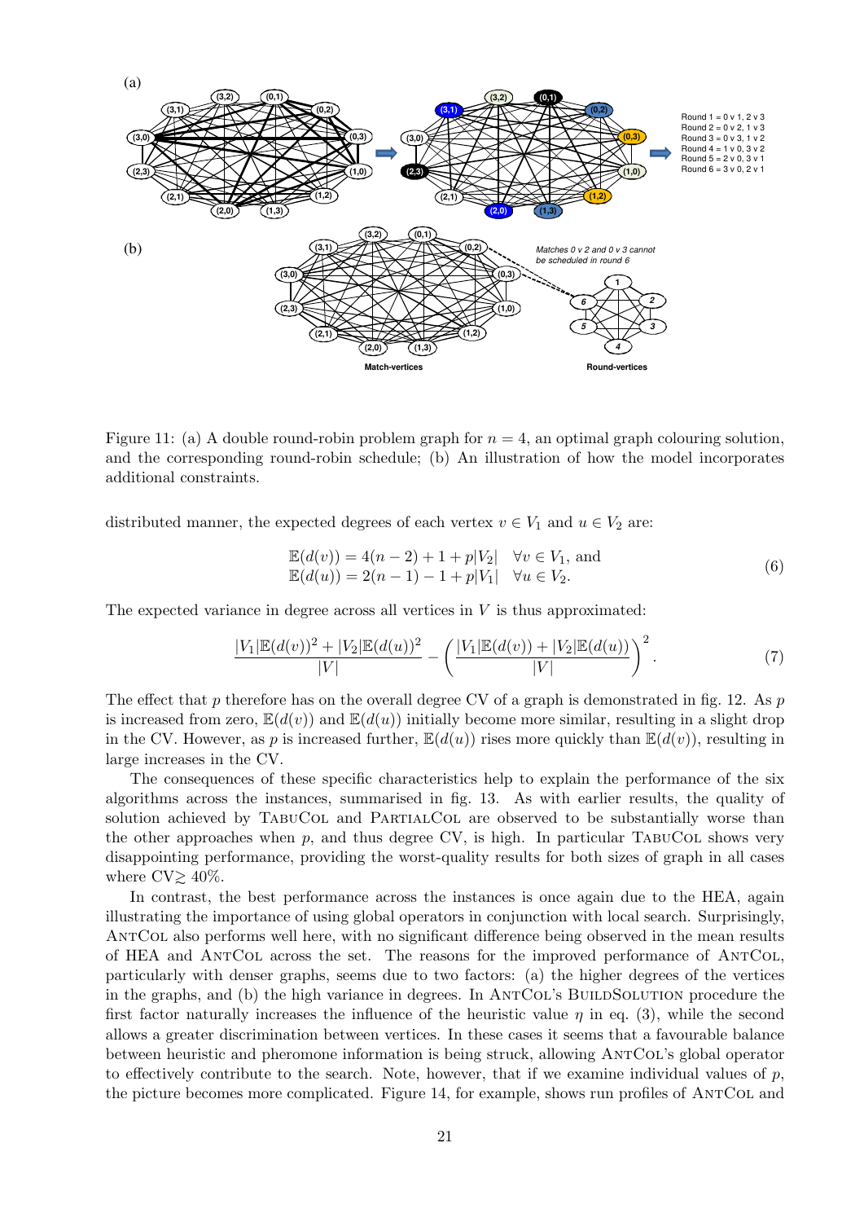Figure 11: (a) A double round-robin problem graph for $n = 4$, an optimal graph colouring solution, and the corresponding round-robin schedule; (b) An illustration of how the model incorporates additional constraints.

distributed manner, the expected degrees of each vertex $v \in V_1$ and $u \in V_2$ are:

$$
\begin{aligned}
\mathbb{E}(d(v)) &= 4(n-2) + 1 + p|V_2| \quad \forall v \in V_1, \text{ and} \\
\mathbb{E}(d(u)) &= 2(n-1) - 1 + p|V_1| \quad \forall u \in V_2.
\end{aligned}
\tag{6}
$$

The expected variance in degree across all vertices in $V$ is thus approximated:

$$
\frac{|V_1|\mathbb{E}(d(v))^2 + |V_2|\mathbb{E}(d(u))^2}{|V|} - \left(\frac{|V_1|\mathbb{E}(d(v)) + |V_2|\mathbb{E}(d(u))}{|V|}\right)^2. \tag{7}
$$

The effect that $p$ therefore has on the overall degree CV of a graph is demonstrated in fig. 12. As $p$ is increased from zero, $\mathbb{E}(d(v))$ and $\mathbb{E}(d(u))$ initially become more similar, resulting in a slight drop in the CV. However, as $p$ is increased further, $\mathbb{E}(d(u))$ rises more quickly than $\mathbb{E}(d(v))$, resulting in large increases in the CV.

The consequences of these specific characteristics help to explain the performance of the six algorithms across the instances, summarised in fig. 13. As with earlier results, the quality of solution achieved by TabuCol and PartialCol are observed to be substantially worse than the other approaches when $p$, and thus degree CV, is high. In particular TabuCol shows very disappointing performance, providing the worst-quality results for both sizes of graph in all cases where CV$\gtrsim 40\%$.

In contrast, the best performance across the instances is once again due to the HEA, again illustrating the importance of using global operators in conjunction with local search. Surprisingly, AntCol also performs well here, with no significant difference being observed in the mean results of HEA and AntCol across the set. The reasons for the improved performance of AntCol, particularly with denser graphs, seems due to two factors: (a) the higher degrees of the vertices in the graphs, and (b) the high variance in degrees. In AntCol's BuildSolution procedure the first factor naturally increases the influence of the heuristic value $\eta$ in eq. (3), while the second allows a greater discrimination between vertices. In these cases it seems that a favourable balance between heuristic and pheromone information is being struck, allowing AntCol's global operator to effectively contribute to the search. Note, however, that if we examine individual values of $p$, the picture becomes more complicated. Figure 14, for example, shows run profiles of AntCol and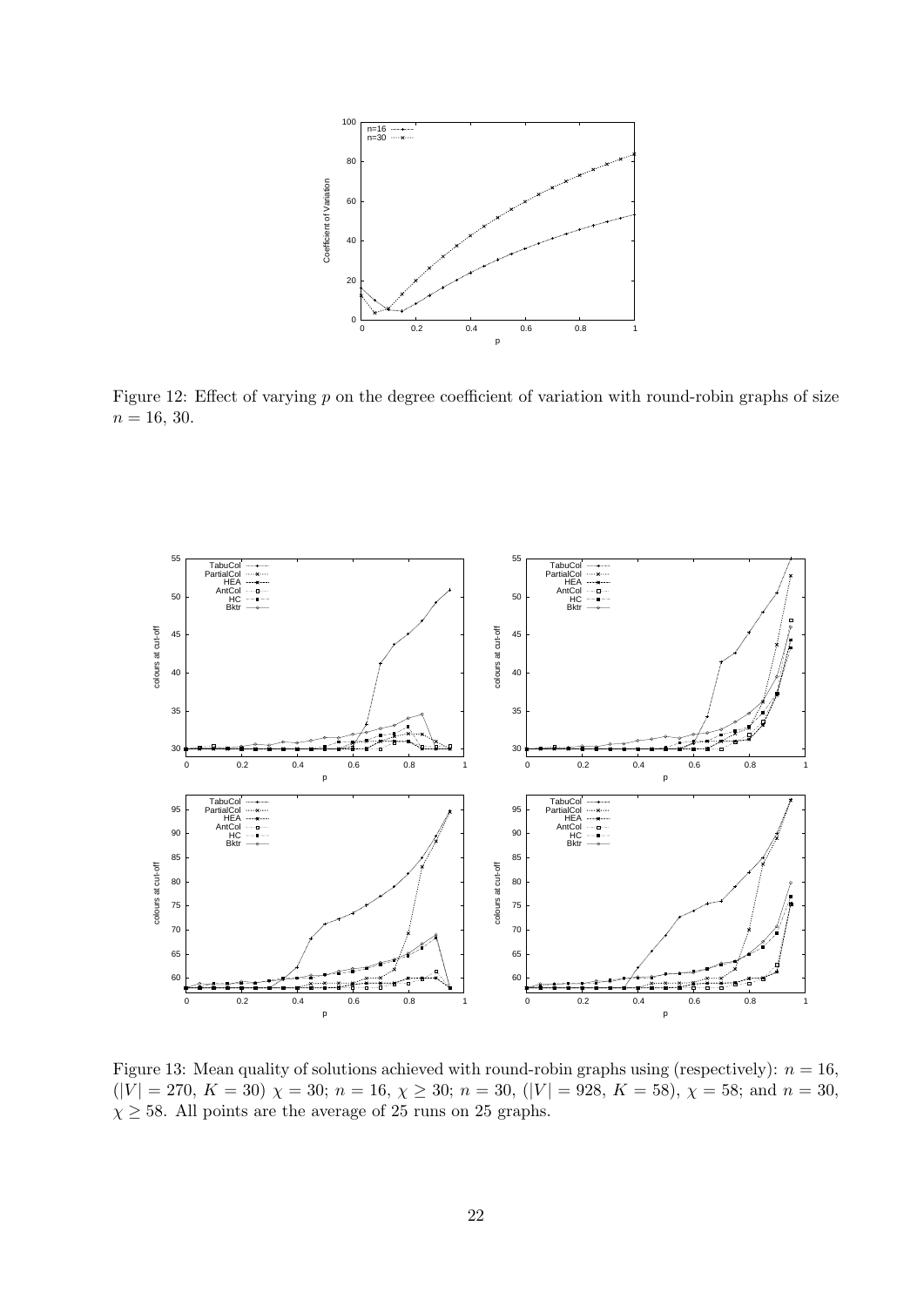Figure 12: Effect of varying $p$ on the degree coefficient of variation with round-robin graphs of size $n = 16$, 30.

Figure 13: Mean quality of solutions achieved with round-robin graphs using (respectively): $n = 16$, ($|V| = 270$, $K = 30$) $\chi = 30$; $n = 16$, $\chi \geq 30$; $n = 30$, ($|V| = 928$, $K = 58$), $\chi = 58$; and $n = 30$, $\chi \geq 58$. All points are the average of 25 runs on 25 graphs.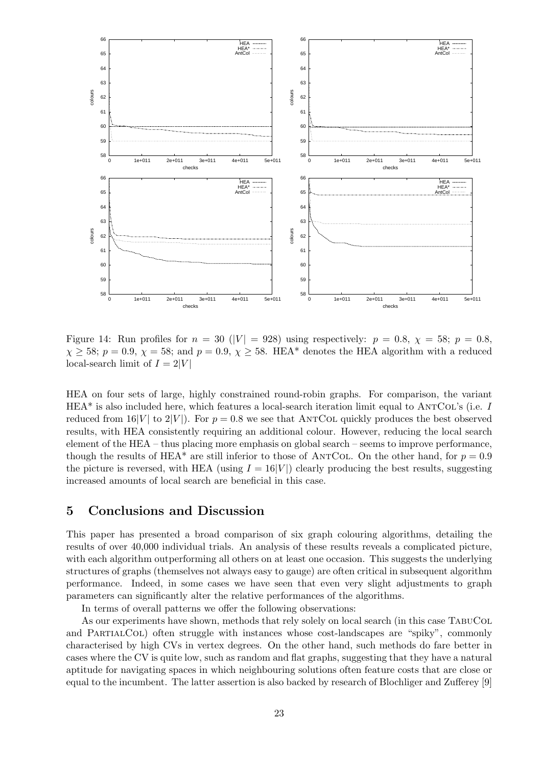Figure 14: Run profiles for $n = 30$ ($|V| = 928$) using respectively: $p = 0.8$, $\chi = 58$; $p = 0.8$, $\chi \geq 58$; $p = 0.9$, $\chi = 58$; and $p = 0.9$, $\chi \geq 58$. HEA* denotes the HEA algorithm with a reduced local-search limit of $I = 2|V|$

HEA on four sets of large, highly constrained round-robin graphs. For comparison, the variant HEA* is also included here, which features a local-search iteration limit equal to AntCol's (i.e. $I$ reduced from $16|V|$ to $2|V|$). For $p = 0.8$ we see that AntCol quickly produces the best observed results, with HEA consistently requiring an additional colour. However, reducing the local search element of the HEA – thus placing more emphasis on global search – seems to improve performance, though the results of HEA* are still inferior to those of AntCol. On the other hand, for $p = 0.9$ the picture is reversed, with HEA (using $I = 16|V|$) clearly producing the best results, suggesting increased amounts of local search are beneficial in this case.

## 5 Conclusions and Discussion

This paper has presented a broad comparison of six graph colouring algorithms, detailing the results of over 40,000 individual trials. An analysis of these results reveals a complicated picture, with each algorithm outperforming all others on at least one occasion. This suggests the underlying structures of graphs (themselves not always easy to gauge) are often critical in subsequent algorithm performance. Indeed, in some cases we have seen that even very slight adjustments to graph parameters can significantly alter the relative performances of the algorithms.

In terms of overall patterns we offer the following observations:

As our experiments have shown, methods that rely solely on local search (in this case TabuCol and PartialCol) often struggle with instances whose cost-landscapes are "spiky", commonly characterised by high CVs in vertex degrees. On the other hand, such methods do fare better in cases where the CV is quite low, such as random and flat graphs, suggesting that they have a natural aptitude for navigating spaces in which neighbouring solutions often feature costs that are close or equal to the incumbent. The latter assertion is also backed by research of Blochliger and Zufferey [9]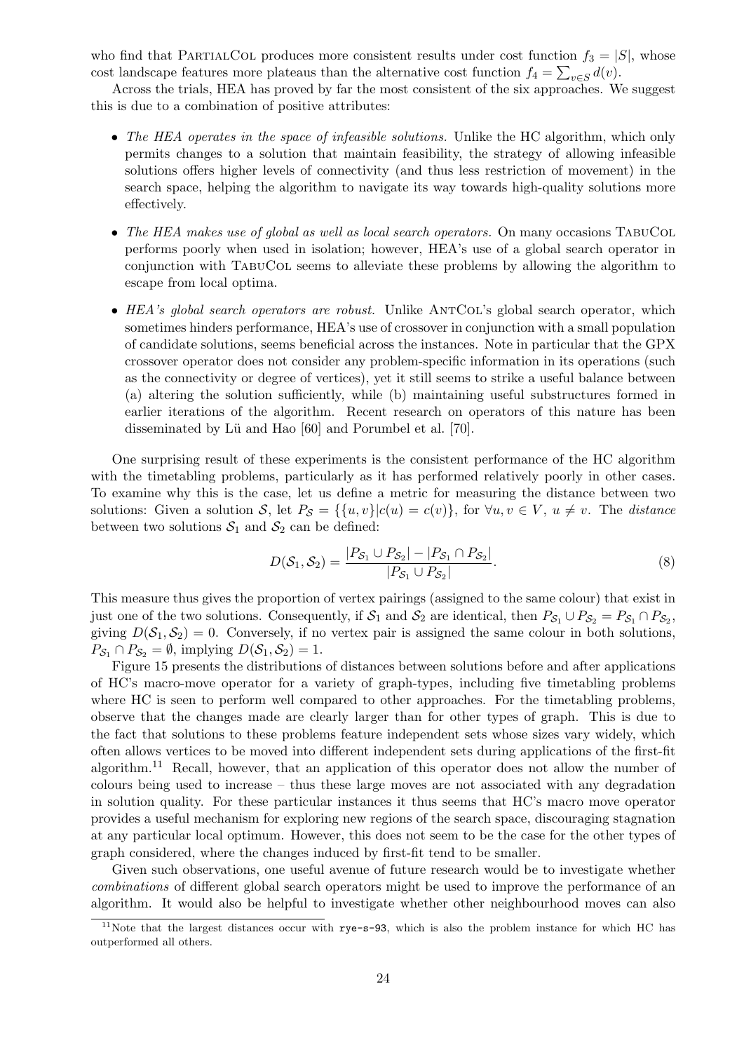who find that PartialCol produces more consistent results under cost function $f_3 = |S|$, whose cost landscape features more plateaus than the alternative cost function $f_4 = \sum_{v \in S} d(v)$.

Across the trials, HEA has proved by far the most consistent of the six approaches. We suggest this is due to a combination of positive attributes:

- *The HEA operates in the space of infeasible solutions.* Unlike the HC algorithm, which only permits changes to a solution that maintain feasibility, the strategy of allowing infeasible solutions offers higher levels of connectivity (and thus less restriction of movement) in the search space, helping the algorithm to navigate its way towards high-quality solutions more effectively.
- *The HEA makes use of global as well as local search operators.* On many occasions TabuCol performs poorly when used in isolation; however, HEA's use of a global search operator in conjunction with TabuCol seems to alleviate these problems by allowing the algorithm to escape from local optima.
- *HEA's global search operators are robust.* Unlike AntCol's global search operator, which sometimes hinders performance, HEA's use of crossover in conjunction with a small population of candidate solutions, seems beneficial across the instances. Note in particular that the GPX crossover operator does not consider any problem-specific information in its operations (such as the connectivity or degree of vertices), yet it still seems to strike a useful balance between (a) altering the solution sufficiently, while (b) maintaining useful substructures formed in earlier iterations of the algorithm. Recent research on operators of this nature has been disseminated by Lü and Hao [60] and Porumbel et al. [70].

One surprising result of these experiments is the consistent performance of the HC algorithm with the timetabling problems, particularly as it has performed relatively poorly in other cases. To examine why this is the case, let us define a metric for measuring the distance between two solutions: Given a solution $\mathcal{S}$, let $P_{\mathcal{S}} = \{\{u, v\} | c(u) = c(v)\}$, for $\forall u, v \in V$, $u \neq v$. The *distance* between two solutions $\mathcal{S}_1$ and $\mathcal{S}_2$ can be defined:

$$D(\mathcal{S}_1, \mathcal{S}_2) = \frac{|P_{\mathcal{S}_1} \cup P_{\mathcal{S}_2}| - |P_{\mathcal{S}_1} \cap P_{\mathcal{S}_2}|}{|P_{\mathcal{S}_1} \cup P_{\mathcal{S}_2}|}. \tag{8}$$

This measure thus gives the proportion of vertex pairings (assigned to the same colour) that exist in just one of the two solutions. Consequently, if $\mathcal{S}_1$ and $\mathcal{S}_2$ are identical, then $P_{\mathcal{S}_1} \cup P_{\mathcal{S}_2} = P_{\mathcal{S}_1} \cap P_{\mathcal{S}_2}$, giving $D(\mathcal{S}_1, \mathcal{S}_2) = 0$. Conversely, if no vertex pair is assigned the same colour in both solutions, $P_{\mathcal{S}_1} \cap P_{\mathcal{S}_2} = \emptyset$, implying $D(\mathcal{S}_1, \mathcal{S}_2) = 1$.

Figure 15 presents the distributions of distances between solutions before and after applications of HC's macro-move operator for a variety of graph-types, including five timetabling problems where HC is seen to perform well compared to other approaches. For the timetabling problems, observe that the changes made are clearly larger than for other types of graph. This is due to the fact that solutions to these problems feature independent sets whose sizes vary widely, which often allows vertices to be moved into different independent sets during applications of the first-fit algorithm.[11] Recall, however, that an application of this operator does not allow the number of colours being used to increase – thus these large moves are not associated with any degradation in solution quality. For these particular instances it thus seems that HC's macro move operator provides a useful mechanism for exploring new regions of the search space, discouraging stagnation at any particular local optimum. However, this does not seem to be the case for the other types of graph considered, where the changes induced by first-fit tend to be smaller.

Given such observations, one useful avenue of future research would be to investigate whether *combinations* of different global search operators might be used to improve the performance of an algorithm. It would also be helpful to investigate whether other neighbourhood moves can also

[11] Note that the largest distances occur with `rye-s-93`, which is also the problem instance for which HC has outperformed all others.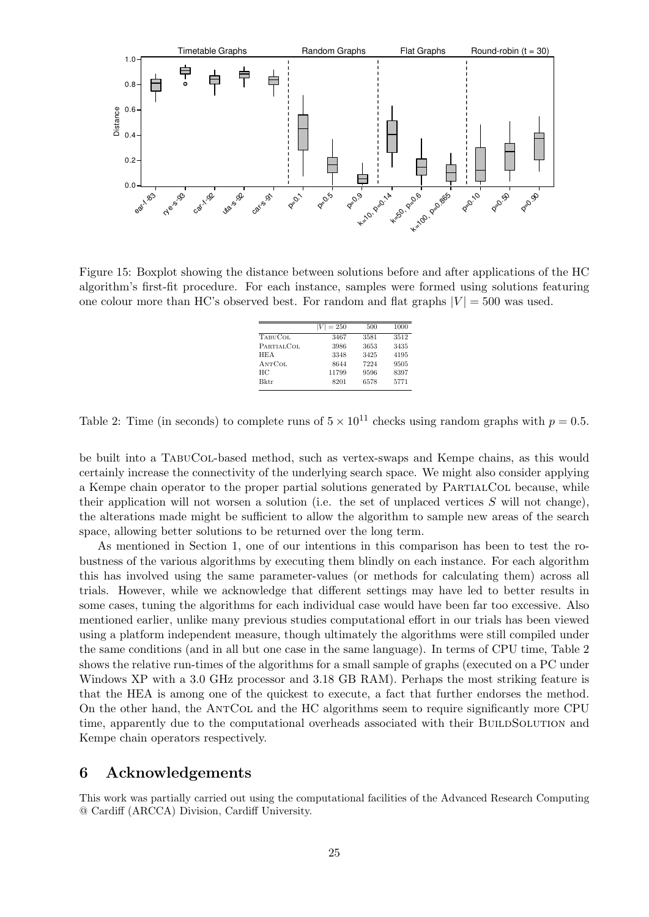Figure 15: Boxplot showing the distance between solutions before and after applications of the HC algorithm's first-fit procedure. For each instance, samples were formed using solutions featuring one colour more than HC's observed best. For random and flat graphs $|V| = 500$ was used.

| | $\lvert V \rvert = 250$ | 500 | 1000 |
|---|---|---|---|
| TabuCol | 3467 | 3581 | 3512 |
| PartialCol | 3986 | 3653 | 3435 |
| HEA | 3348 | 3425 | 4195 |
| AntCol | 8644 | 7224 | 9505 |
| HC | 11799 | 9596 | 8397 |
| Bktr | 8201 | 6578 | 5771 |

Table 2: Time (in seconds) to complete runs of $5 \times 10^{11}$ checks using random graphs with $p = 0.5$.

be built into a TabuCol-based method, such as vertex-swaps and Kempe chains, as this would certainly increase the connectivity of the underlying search space. We might also consider applying a Kempe chain operator to the proper partial solutions generated by PartialCol because, while their application will not worsen a solution (i.e. the set of unplaced vertices $S$ will not change), the alterations made might be sufficient to allow the algorithm to sample new areas of the search space, allowing better solutions to be returned over the long term.

As mentioned in Section 1, one of our intentions in this comparison has been to test the robustness of the various algorithms by executing them blindly on each instance. For each algorithm this has involved using the same parameter-values (or methods for calculating them) across all trials. However, while we acknowledge that different settings may have led to better results in some cases, tuning the algorithms for each individual case would have been far too excessive. Also mentioned earlier, unlike many previous studies computational effort in our trials has been viewed using a platform independent measure, though ultimately the algorithms were still compiled under the same conditions (and in all but one case in the same language). In terms of CPU time, Table 2 shows the relative run-times of the algorithms for a small sample of graphs (executed on a PC under Windows XP with a 3.0 GHz processor and 3.18 GB RAM). Perhaps the most striking feature is that the HEA is among one of the quickest to execute, a fact that further endorses the method. On the other hand, the AntCol and the HC algorithms seem to require significantly more CPU time, apparently due to the computational overheads associated with their BuildSolution and Kempe chain operators respectively.

## 6 Acknowledgements

This work was partially carried out using the computational facilities of the Advanced Research Computing @ Cardiff (ARCCA) Division, Cardiff University.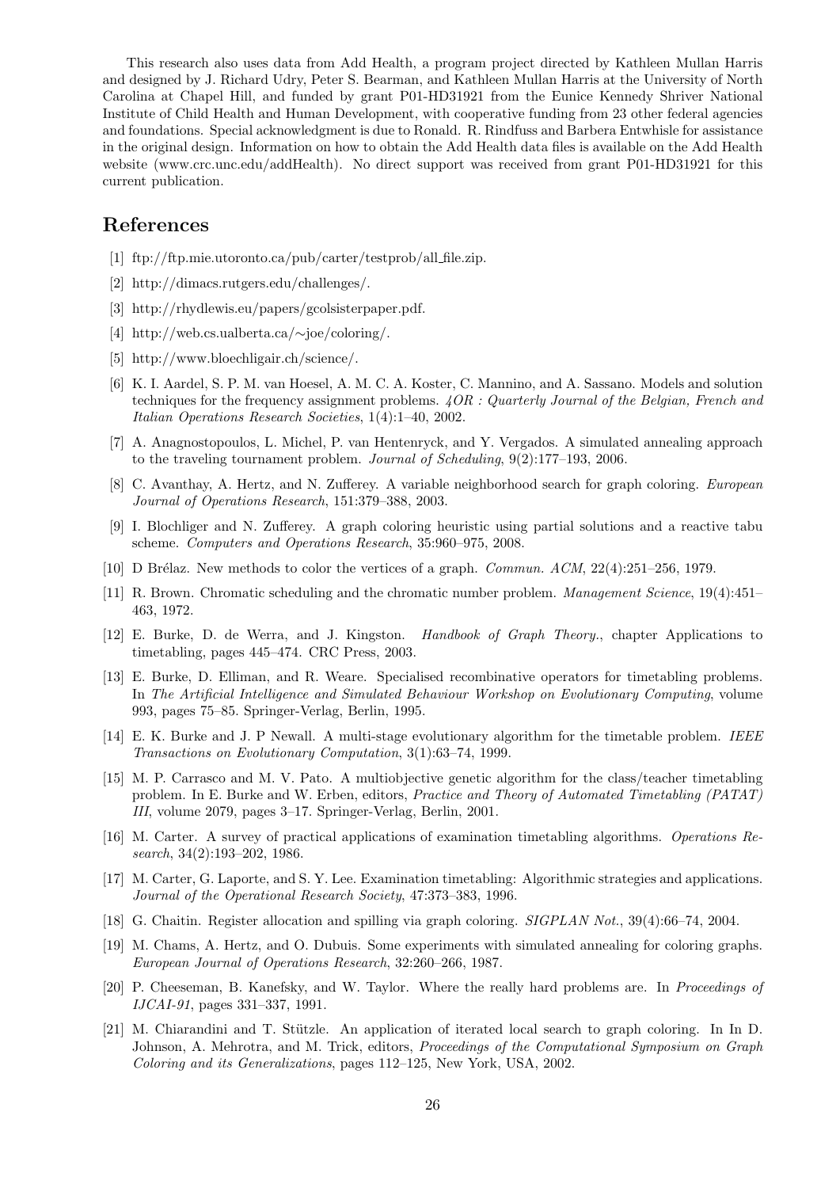This research also uses data from Add Health, a program project directed by Kathleen Mullan Harris and designed by J. Richard Udry, Peter S. Bearman, and Kathleen Mullan Harris at the University of North Carolina at Chapel Hill, and funded by grant P01-HD31921 from the Eunice Kennedy Shriver National Institute of Child Health and Human Development, with cooperative funding from 23 other federal agencies and foundations. Special acknowledgment is due to Ronald. R. Rindfuss and Barbera Entwhisle for assistance in the original design. Information on how to obtain the Add Health data files is available on the Add Health website (www.crc.unc.edu/addHealth). No direct support was received from grant P01-HD31921 for this current publication.

## References

[1] ftp://ftp.mie.utoronto.ca/pub/carter/testprob/all_file.zip.

[2] http://dimacs.rutgers.edu/challenges/.

[3] http://rhydlewis.eu/papers/gcolsisterpaper.pdf.

[4] http://web.cs.ualberta.ca/∼joe/coloring/.

[5] http://www.bloechligair.ch/science/.

[6] K. I. Aardel, S. P. M. van Hoesel, A. M. C. A. Koster, C. Mannino, and A. Sassano. Models and solution techniques for the frequency assignment problems. *4OR : Quarterly Journal of the Belgian, French and Italian Operations Research Societies*, 1(4):1–40, 2002.

[7] A. Anagnostopoulos, L. Michel, P. van Hentenryck, and Y. Vergados. A simulated annealing approach to the traveling tournament problem. *Journal of Scheduling*, 9(2):177–193, 2006.

[8] C. Avanthay, A. Hertz, and N. Zufferey. A variable neighborhood search for graph coloring. *European Journal of Operations Research*, 151:379–388, 2003.

[9] I. Blochliger and N. Zufferey. A graph coloring heuristic using partial solutions and a reactive tabu scheme. *Computers and Operations Research*, 35:960–975, 2008.

[10] D Brélaz. New methods to color the vertices of a graph. *Commun. ACM*, 22(4):251–256, 1979.

[11] R. Brown. Chromatic scheduling and the chromatic number problem. *Management Science*, 19(4):451–463, 1972.

[12] E. Burke, D. de Werra, and J. Kingston. *Handbook of Graph Theory.*, chapter Applications to timetabling, pages 445–474. CRC Press, 2003.

[13] E. Burke, D. Elliman, and R. Weare. Specialised recombinative operators for timetabling problems. In *The Artificial Intelligence and Simulated Behaviour Workshop on Evolutionary Computing*, volume 993, pages 75–85. Springer-Verlag, Berlin, 1995.

[14] E. K. Burke and J. P Newall. A multi-stage evolutionary algorithm for the timetable problem. *IEEE Transactions on Evolutionary Computation*, 3(1):63–74, 1999.

[15] M. P. Carrasco and M. V. Pato. A multiobjective genetic algorithm for the class/teacher timetabling problem. In E. Burke and W. Erben, editors, *Practice and Theory of Automated Timetabling (PATAT) III*, volume 2079, pages 3–17. Springer-Verlag, Berlin, 2001.

[16] M. Carter. A survey of practical applications of examination timetabling algorithms. *Operations Research*, 34(2):193–202, 1986.

[17] M. Carter, G. Laporte, and S. Y. Lee. Examination timetabling: Algorithmic strategies and applications. *Journal of the Operational Research Society*, 47:373–383, 1996.

[18] G. Chaitin. Register allocation and spilling via graph coloring. *SIGPLAN Not.*, 39(4):66–74, 2004.

[19] M. Chams, A. Hertz, and O. Dubuis. Some experiments with simulated annealing for coloring graphs. *European Journal of Operations Research*, 32:260–266, 1987.

[20] P. Cheeseman, B. Kanefsky, and W. Taylor. Where the really hard problems are. In *Proceedings of IJCAI-91*, pages 331–337, 1991.

[21] M. Chiarandini and T. Stützle. An application of iterated local search to graph coloring. In In D. Johnson, A. Mehrotra, and M. Trick, editors, *Proceedings of the Computational Symposium on Graph Coloring and its Generalizations*, pages 112–125, New York, USA, 2002.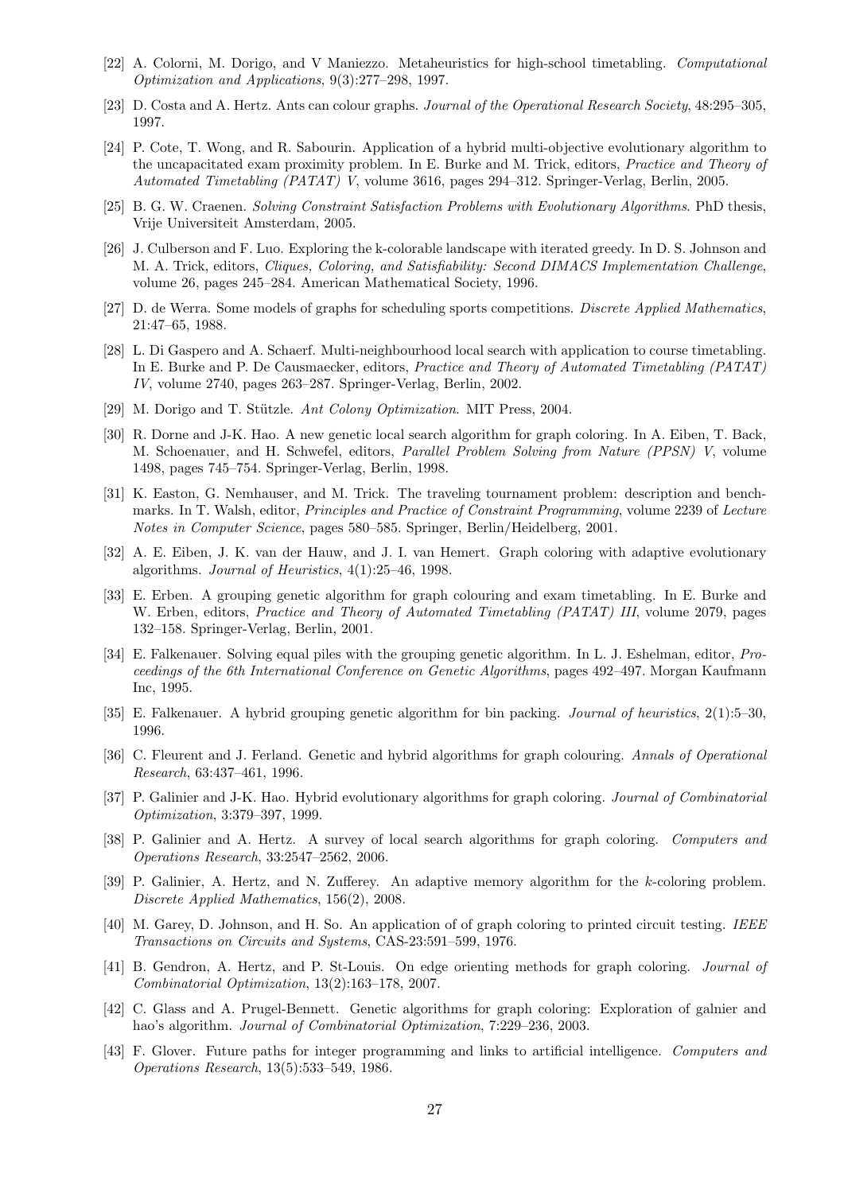[22] A. Colorni, M. Dorigo, and V Maniezzo. Metaheuristics for high-school timetabling. *Computational Optimization and Applications*, 9(3):277–298, 1997.

[23] D. Costa and A. Hertz. Ants can colour graphs. *Journal of the Operational Research Society*, 48:295–305, 1997.

[24] P. Cote, T. Wong, and R. Sabourin. Application of a hybrid multi-objective evolutionary algorithm to the uncapacitated exam proximity problem. In E. Burke and M. Trick, editors, *Practice and Theory of Automated Timetabling (PATAT) V*, volume 3616, pages 294–312. Springer-Verlag, Berlin, 2005.

[25] B. G. W. Craenen. *Solving Constraint Satisfaction Problems with Evolutionary Algorithms*. PhD thesis, Vrije Universiteit Amsterdam, 2005.

[26] J. Culberson and F. Luo. Exploring the k-colorable landscape with iterated greedy. In D. S. Johnson and M. A. Trick, editors, *Cliques, Coloring, and Satisfiability: Second DIMACS Implementation Challenge*, volume 26, pages 245–284. American Mathematical Society, 1996.

[27] D. de Werra. Some models of graphs for scheduling sports competitions. *Discrete Applied Mathematics*, 21:47–65, 1988.

[28] L. Di Gaspero and A. Schaerf. Multi-neighbourhood local search with application to course timetabling. In E. Burke and P. De Causmaecker, editors, *Practice and Theory of Automated Timetabling (PATAT) IV*, volume 2740, pages 263–287. Springer-Verlag, Berlin, 2002.

[29] M. Dorigo and T. Stützle. *Ant Colony Optimization*. MIT Press, 2004.

[30] R. Dorne and J-K. Hao. A new genetic local search algorithm for graph coloring. In A. Eiben, T. Back, M. Schoenauer, and H. Schwefel, editors, *Parallel Problem Solving from Nature (PPSN) V*, volume 1498, pages 745–754. Springer-Verlag, Berlin, 1998.

[31] K. Easton, G. Nemhauser, and M. Trick. The traveling tournament problem: description and benchmarks. In T. Walsh, editor, *Principles and Practice of Constraint Programming*, volume 2239 of *Lecture Notes in Computer Science*, pages 580–585. Springer, Berlin/Heidelberg, 2001.

[32] A. E. Eiben, J. K. van der Hauw, and J. I. van Hemert. Graph coloring with adaptive evolutionary algorithms. *Journal of Heuristics*, 4(1):25–46, 1998.

[33] E. Erben. A grouping genetic algorithm for graph colouring and exam timetabling. In E. Burke and W. Erben, editors, *Practice and Theory of Automated Timetabling (PATAT) III*, volume 2079, pages 132–158. Springer-Verlag, Berlin, 2001.

[34] E. Falkenauer. Solving equal piles with the grouping genetic algorithm. In L. J. Eshelman, editor, *Proceedings of the 6th International Conference on Genetic Algorithms*, pages 492–497. Morgan Kaufmann Inc, 1995.

[35] E. Falkenauer. A hybrid grouping genetic algorithm for bin packing. *Journal of heuristics*, 2(1):5–30, 1996.

[36] C. Fleurent and J. Ferland. Genetic and hybrid algorithms for graph colouring. *Annals of Operational Research*, 63:437–461, 1996.

[37] P. Galinier and J-K. Hao. Hybrid evolutionary algorithms for graph coloring. *Journal of Combinatorial Optimization*, 3:379–397, 1999.

[38] P. Galinier and A. Hertz. A survey of local search algorithms for graph coloring. *Computers and Operations Research*, 33:2547–2562, 2006.

[39] P. Galinier, A. Hertz, and N. Zufferey. An adaptive memory algorithm for the *k*-coloring problem. *Discrete Applied Mathematics*, 156(2), 2008.

[40] M. Garey, D. Johnson, and H. So. An application of of graph coloring to printed circuit testing. *IEEE Transactions on Circuits and Systems*, CAS-23:591–599, 1976.

[41] B. Gendron, A. Hertz, and P. St-Louis. On edge orienting methods for graph coloring. *Journal of Combinatorial Optimization*, 13(2):163–178, 2007.

[42] C. Glass and A. Prugel-Bennett. Genetic algorithms for graph coloring: Exploration of galnier and hao's algorithm. *Journal of Combinatorial Optimization*, 7:229–236, 2003.

[43] F. Glover. Future paths for integer programming and links to artificial intelligence. *Computers and Operations Research*, 13(5):533–549, 1986.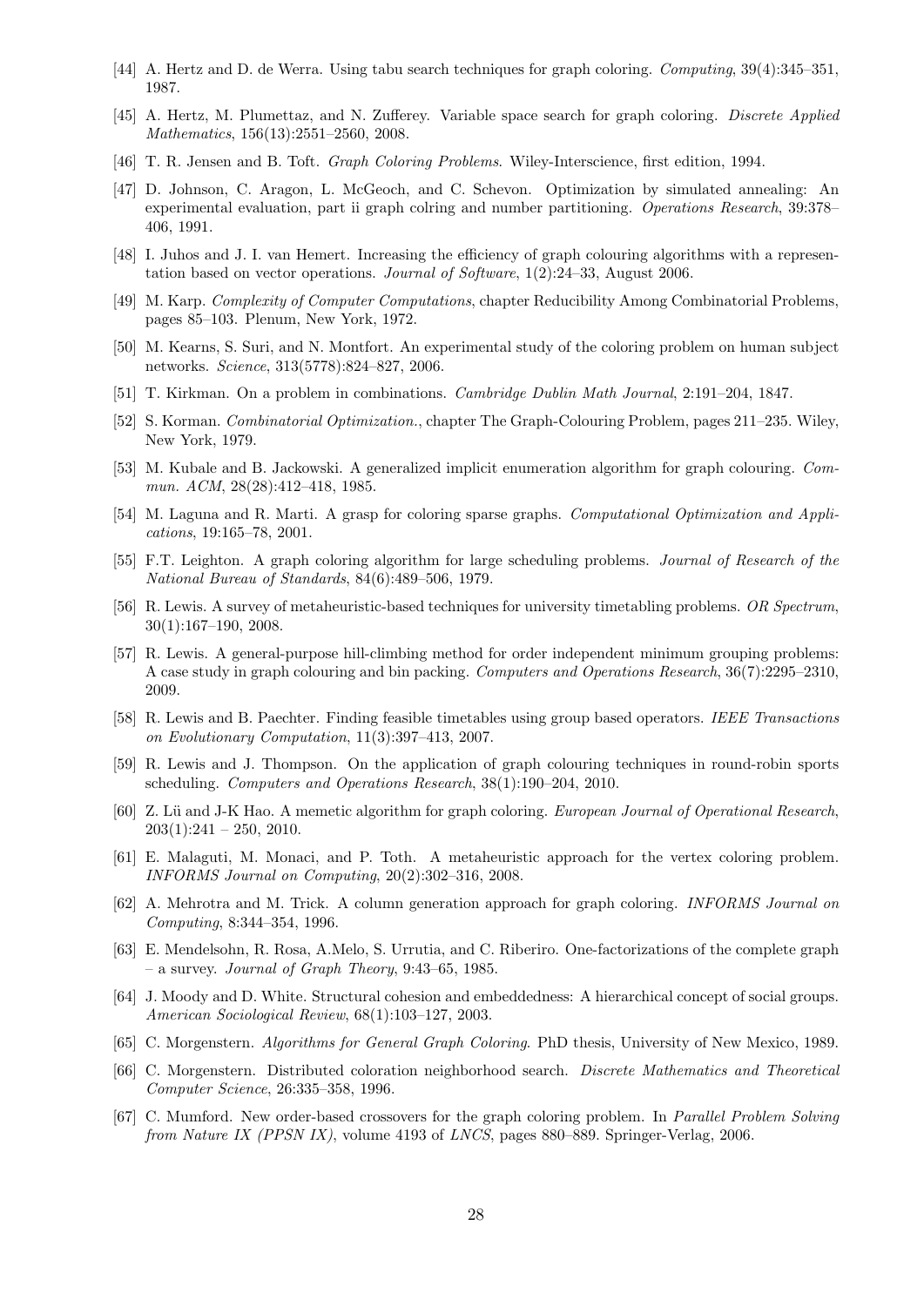[44] A. Hertz and D. de Werra. Using tabu search techniques for graph coloring. *Computing*, 39(4):345–351, 1987.

[45] A. Hertz, M. Plumettaz, and N. Zufferey. Variable space search for graph coloring. *Discrete Applied Mathematics*, 156(13):2551–2560, 2008.

[46] T. R. Jensen and B. Toft. *Graph Coloring Problems*. Wiley-Interscience, first edition, 1994.

[47] D. Johnson, C. Aragon, L. McGeoch, and C. Schevon. Optimization by simulated annealing: An experimental evaluation, part ii graph colring and number partitioning. *Operations Research*, 39:378–406, 1991.

[48] I. Juhos and J. I. van Hemert. Increasing the efficiency of graph colouring algorithms with a representation based on vector operations. *Journal of Software*, 1(2):24–33, August 2006.

[49] M. Karp. *Complexity of Computer Computations*, chapter Reducibility Among Combinatorial Problems, pages 85–103. Plenum, New York, 1972.

[50] M. Kearns, S. Suri, and N. Montfort. An experimental study of the coloring problem on human subject networks. *Science*, 313(5778):824–827, 2006.

[51] T. Kirkman. On a problem in combinations. *Cambridge Dublin Math Journal*, 2:191–204, 1847.

[52] S. Korman. *Combinatorial Optimization.*, chapter The Graph-Colouring Problem, pages 211–235. Wiley, New York, 1979.

[53] M. Kubale and B. Jackowski. A generalized implicit enumeration algorithm for graph colouring. *Commun. ACM*, 28(28):412–418, 1985.

[54] M. Laguna and R. Marti. A grasp for coloring sparse graphs. *Computational Optimization and Applications*, 19:165–78, 2001.

[55] F.T. Leighton. A graph coloring algorithm for large scheduling problems. *Journal of Research of the National Bureau of Standards*, 84(6):489–506, 1979.

[56] R. Lewis. A survey of metaheuristic-based techniques for university timetabling problems. *OR Spectrum*, 30(1):167–190, 2008.

[57] R. Lewis. A general-purpose hill-climbing method for order independent minimum grouping problems: A case study in graph colouring and bin packing. *Computers and Operations Research*, 36(7):2295–2310, 2009.

[58] R. Lewis and B. Paechter. Finding feasible timetables using group based operators. *IEEE Transactions on Evolutionary Computation*, 11(3):397–413, 2007.

[59] R. Lewis and J. Thompson. On the application of graph colouring techniques in round-robin sports scheduling. *Computers and Operations Research*, 38(1):190–204, 2010.

[60] Z. Lü and J-K Hao. A memetic algorithm for graph coloring. *European Journal of Operational Research*, 203(1):241 – 250, 2010.

[61] E. Malaguti, M. Monaci, and P. Toth. A metaheuristic approach for the vertex coloring problem. *INFORMS Journal on Computing*, 20(2):302–316, 2008.

[62] A. Mehrotra and M. Trick. A column generation approach for graph coloring. *INFORMS Journal on Computing*, 8:344–354, 1996.

[63] E. Mendelsohn, R. Rosa, A.Melo, S. Urrutia, and C. Riberiro. One-factorizations of the complete graph – a survey. *Journal of Graph Theory*, 9:43–65, 1985.

[64] J. Moody and D. White. Structural cohesion and embeddedness: A hierarchical concept of social groups. *American Sociological Review*, 68(1):103–127, 2003.

[65] C. Morgenstern. *Algorithms for General Graph Coloring*. PhD thesis, University of New Mexico, 1989.

[66] C. Morgenstern. Distributed coloration neighborhood search. *Discrete Mathematics and Theoretical Computer Science*, 26:335–358, 1996.

[67] C. Mumford. New order-based crossovers for the graph coloring problem. In *Parallel Problem Solving from Nature IX (PPSN IX)*, volume 4193 of *LNCS*, pages 880–889. Springer-Verlag, 2006.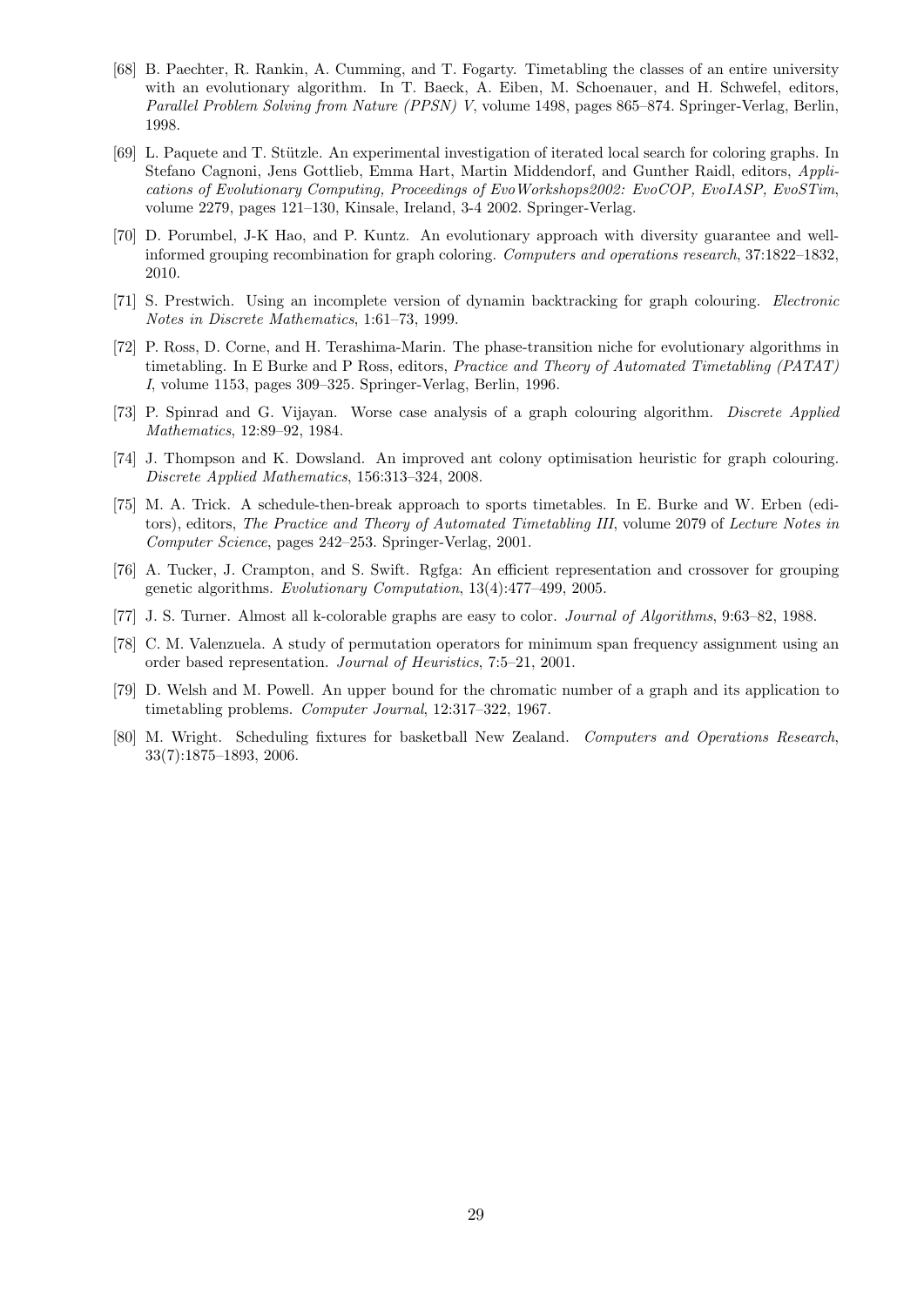[68] B. Paechter, R. Rankin, A. Cumming, and T. Fogarty. Timetabling the classes of an entire university with an evolutionary algorithm. In T. Baeck, A. Eiben, M. Schoenauer, and H. Schwefel, editors, *Parallel Problem Solving from Nature (PPSN) V*, volume 1498, pages 865–874. Springer-Verlag, Berlin, 1998.

[69] L. Paquete and T. Stützle. An experimental investigation of iterated local search for coloring graphs. In Stefano Cagnoni, Jens Gottlieb, Emma Hart, Martin Middendorf, and Gunther Raidl, editors, *Applications of Evolutionary Computing, Proceedings of EvoWorkshops2002: EvoCOP, EvoIASP, EvoSTim*, volume 2279, pages 121–130, Kinsale, Ireland, 3-4 2002. Springer-Verlag.

[70] D. Porumbel, J-K Hao, and P. Kuntz. An evolutionary approach with diversity guarantee and well-informed grouping recombination for graph coloring. *Computers and operations research*, 37:1822–1832, 2010.

[71] S. Prestwich. Using an incomplete version of dynamin backtracking for graph colouring. *Electronic Notes in Discrete Mathematics*, 1:61–73, 1999.

[72] P. Ross, D. Corne, and H. Terashima-Marin. The phase-transition niche for evolutionary algorithms in timetabling. In E Burke and P Ross, editors, *Practice and Theory of Automated Timetabling (PATAT) I*, volume 1153, pages 309–325. Springer-Verlag, Berlin, 1996.

[73] P. Spinrad and G. Vijayan. Worse case analysis of a graph colouring algorithm. *Discrete Applied Mathematics*, 12:89–92, 1984.

[74] J. Thompson and K. Dowsland. An improved ant colony optimisation heuristic for graph colouring. *Discrete Applied Mathematics*, 156:313–324, 2008.

[75] M. A. Trick. A schedule-then-break approach to sports timetables. In E. Burke and W. Erben (editors), editors, *The Practice and Theory of Automated Timetabling III*, volume 2079 of *Lecture Notes in Computer Science*, pages 242–253. Springer-Verlag, 2001.

[76] A. Tucker, J. Crampton, and S. Swift. Rgfga: An efficient representation and crossover for grouping genetic algorithms. *Evolutionary Computation*, 13(4):477–499, 2005.

[77] J. S. Turner. Almost all k-colorable graphs are easy to color. *Journal of Algorithms*, 9:63–82, 1988.

[78] C. M. Valenzuela. A study of permutation operators for minimum span frequency assignment using an order based representation. *Journal of Heuristics*, 7:5–21, 2001.

[79] D. Welsh and M. Powell. An upper bound for the chromatic number of a graph and its application to timetabling problems. *Computer Journal*, 12:317–322, 1967.

[80] M. Wright. Scheduling fixtures for basketball New Zealand. *Computers and Operations Research*, 33(7):1875–1893, 2006.